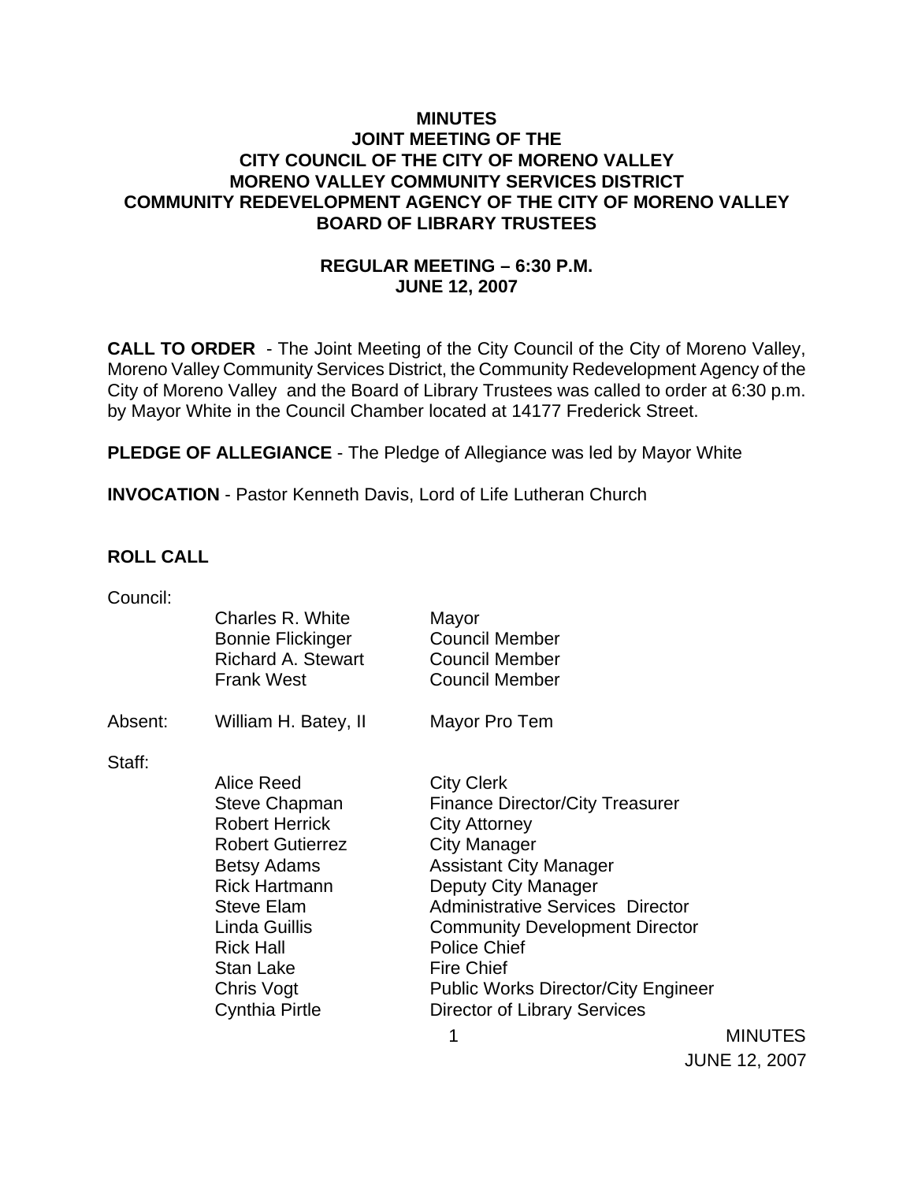**MINUTES**
**JOINT MEETING OF THE**
**CITY COUNCIL OF THE CITY OF MORENO VALLEY**
**MORENO VALLEY COMMUNITY SERVICES DISTRICT**
**COMMUNITY REDEVELOPMENT AGENCY OF THE CITY OF MORENO VALLEY**
**BOARD OF LIBRARY TRUSTEES**

**REGULAR MEETING – 6:30 P.M.**
**JUNE 12, 2007**

**CALL TO ORDER** - The Joint Meeting of the City Council of the City of Moreno Valley, Moreno Valley Community Services District, the Community Redevelopment Agency of the City of Moreno Valley and the Board of Library Trustees was called to order at 6:30 p.m. by Mayor White in the Council Chamber located at 14177 Frederick Street.

**PLEDGE OF ALLEGIANCE** - The Pledge of Allegiance was led by Mayor White

**INVOCATION** - Pastor Kenneth Davis, Lord of Life Lutheran Church

**ROLL CALL**

Council:

| | | |
|---|---|---|
| | Charles R. White | Mayor |
| | Bonnie Flickinger | Council Member |
| | Richard A. Stewart | Council Member |
| | Frank West | Council Member |
| Absent: | William H. Batey, II | Mayor Pro Tem |

Staff:

| | |
|---|---|
| Alice Reed | City Clerk |
| Steve Chapman | Finance Director/City Treasurer |
| Robert Herrick | City Attorney |
| Robert Gutierrez | City Manager |
| Betsy Adams | Assistant City Manager |
| Rick Hartmann | Deputy City Manager |
| Steve Elam | Administrative Services Director |
| Linda Guillis | Community Development Director |
| Rick Hall | Police Chief |
| Stan Lake | Fire Chief |
| Chris Vogt | Public Works Director/City Engineer |
| Cynthia Pirtle | Director of Library Services |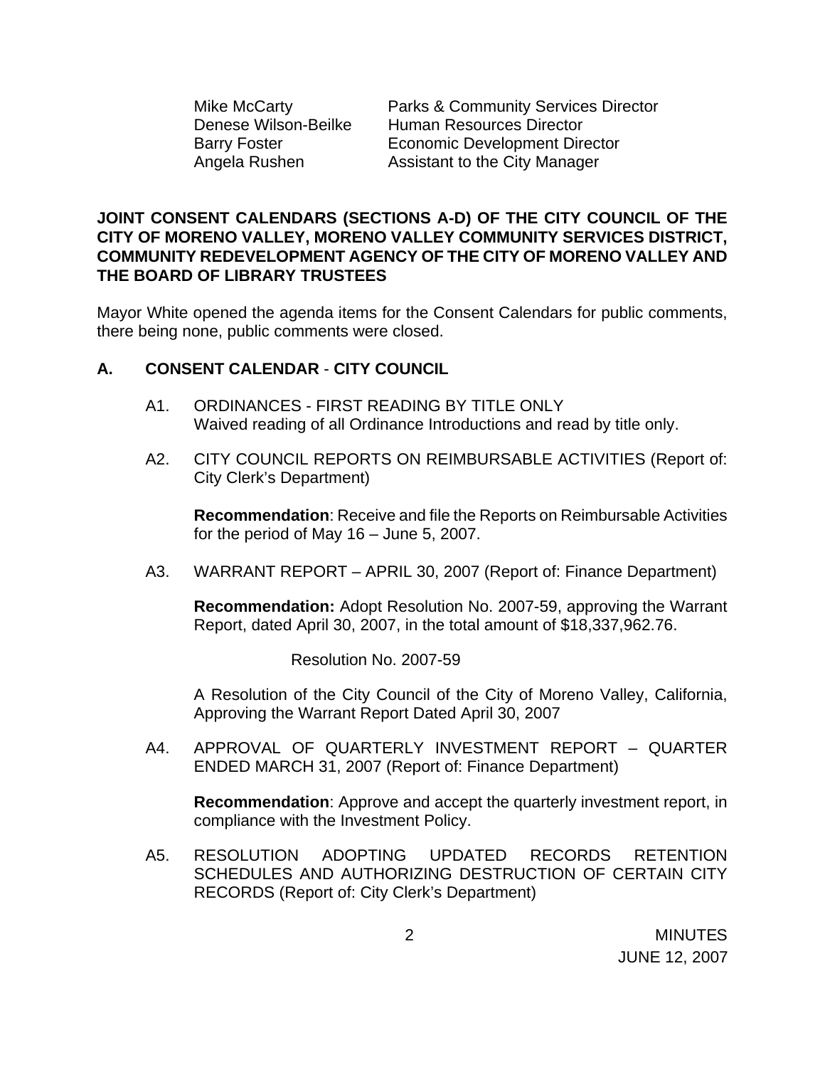| | |
|---|---|
| Mike McCarty | Parks & Community Services Director |
| Denese Wilson-Beilke | Human Resources Director |
| Barry Foster | Economic Development Director |
| Angela Rushen | Assistant to the City Manager |

**JOINT CONSENT CALENDARS (SECTIONS A-D) OF THE CITY COUNCIL OF THE CITY OF MORENO VALLEY, MORENO VALLEY COMMUNITY SERVICES DISTRICT, COMMUNITY REDEVELOPMENT AGENCY OF THE CITY OF MORENO VALLEY AND THE BOARD OF LIBRARY TRUSTEES**

Mayor White opened the agenda items for the Consent Calendars for public comments, there being none, public comments were closed.

**A. CONSENT CALENDAR - CITY COUNCIL**

A1. ORDINANCES - FIRST READING BY TITLE ONLY
Waived reading of all Ordinance Introductions and read by title only.

A2. CITY COUNCIL REPORTS ON REIMBURSABLE ACTIVITIES (Report of: City Clerk's Department)

**Recommendation**: Receive and file the Reports on Reimbursable Activities for the period of May 16 – June 5, 2007.

A3. WARRANT REPORT – APRIL 30, 2007 (Report of: Finance Department)

**Recommendation:** Adopt Resolution No. 2007-59, approving the Warrant Report, dated April 30, 2007, in the total amount of $18,337,962.76.

Resolution No. 2007-59

A Resolution of the City Council of the City of Moreno Valley, California, Approving the Warrant Report Dated April 30, 2007

A4. APPROVAL OF QUARTERLY INVESTMENT REPORT – QUARTER ENDED MARCH 31, 2007 (Report of: Finance Department)

**Recommendation**: Approve and accept the quarterly investment report, in compliance with the Investment Policy.

A5. RESOLUTION ADOPTING UPDATED RECORDS RETENTION SCHEDULES AND AUTHORIZING DESTRUCTION OF CERTAIN CITY RECORDS (Report of: City Clerk's Department)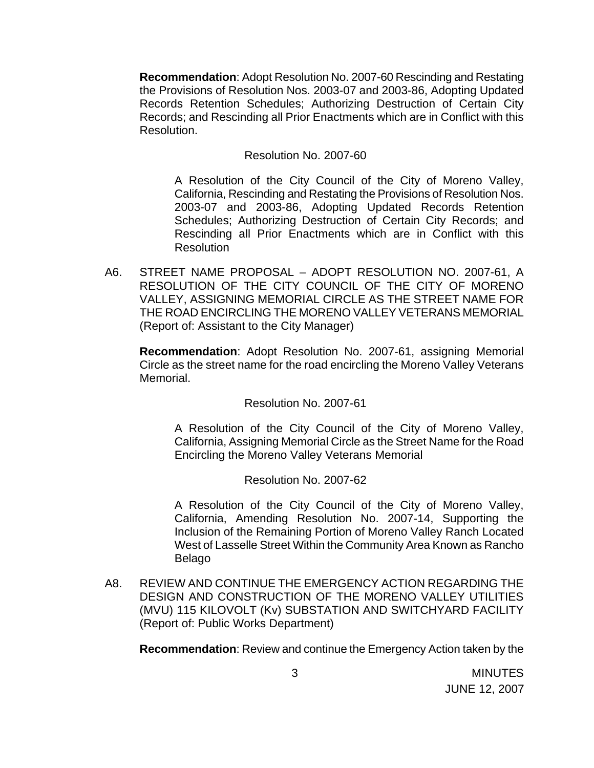**Recommendation**: Adopt Resolution No. 2007-60 Rescinding and Restating the Provisions of Resolution Nos. 2003-07 and 2003-86, Adopting Updated Records Retention Schedules; Authorizing Destruction of Certain City Records; and Rescinding all Prior Enactments which are in Conflict with this Resolution.

Resolution No. 2007-60

A Resolution of the City Council of the City of Moreno Valley, California, Rescinding and Restating the Provisions of Resolution Nos. 2003-07 and 2003-86, Adopting Updated Records Retention Schedules; Authorizing Destruction of Certain City Records; and Rescinding all Prior Enactments which are in Conflict with this Resolution

A6. STREET NAME PROPOSAL – ADOPT RESOLUTION NO. 2007-61, A RESOLUTION OF THE CITY COUNCIL OF THE CITY OF MORENO VALLEY, ASSIGNING MEMORIAL CIRCLE AS THE STREET NAME FOR THE ROAD ENCIRCLING THE MORENO VALLEY VETERANS MEMORIAL (Report of: Assistant to the City Manager)

**Recommendation**: Adopt Resolution No. 2007-61, assigning Memorial Circle as the street name for the road encircling the Moreno Valley Veterans Memorial.

Resolution No. 2007-61

A Resolution of the City Council of the City of Moreno Valley, California, Assigning Memorial Circle as the Street Name for the Road Encircling the Moreno Valley Veterans Memorial

Resolution No. 2007-62

A Resolution of the City Council of the City of Moreno Valley, California, Amending Resolution No. 2007-14, Supporting the Inclusion of the Remaining Portion of Moreno Valley Ranch Located West of Lasselle Street Within the Community Area Known as Rancho Belago

A8. REVIEW AND CONTINUE THE EMERGENCY ACTION REGARDING THE DESIGN AND CONSTRUCTION OF THE MORENO VALLEY UTILITIES (MVU) 115 KILOVOLT (Kv) SUBSTATION AND SWITCHYARD FACILITY (Report of: Public Works Department)

**Recommendation**: Review and continue the Emergency Action taken by the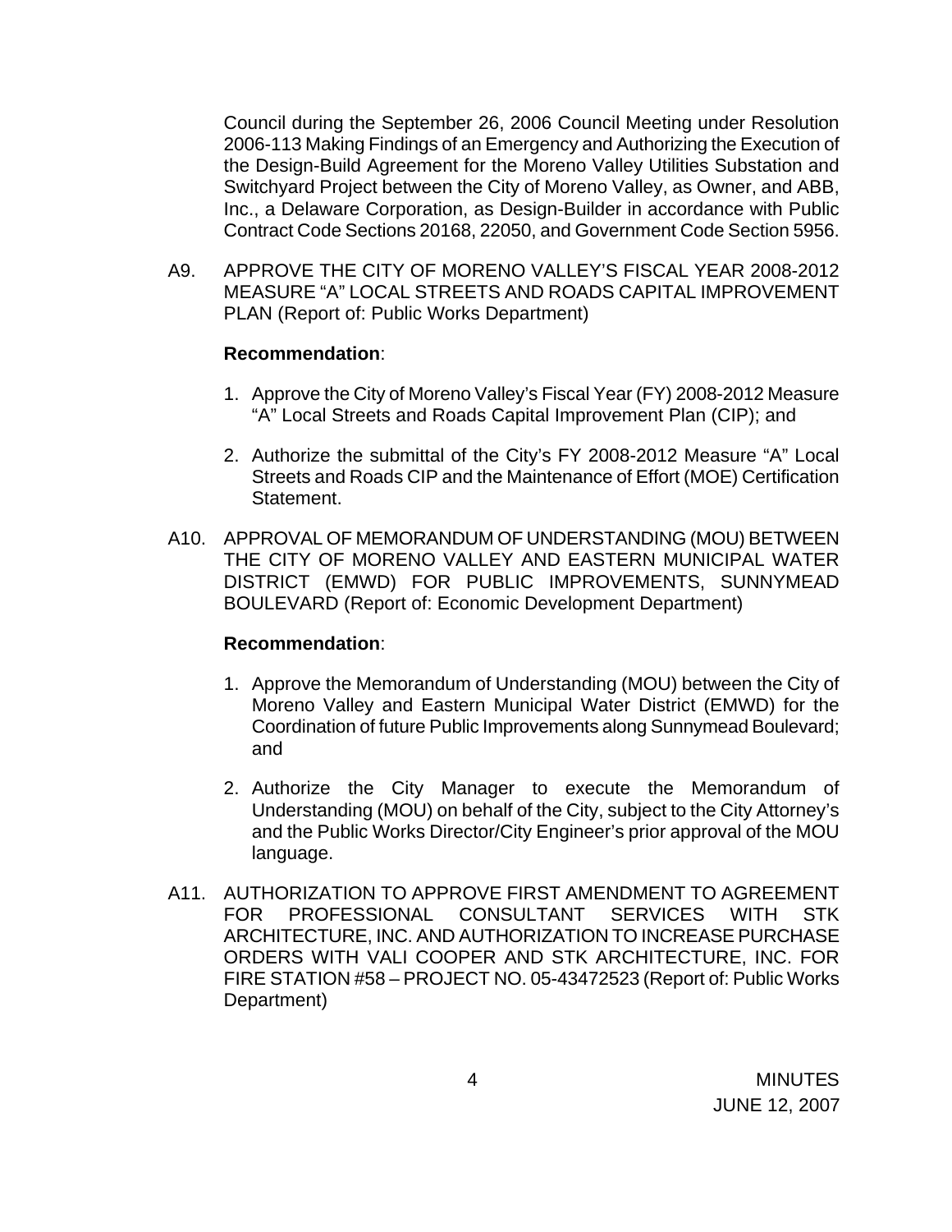Council during the September 26, 2006 Council Meeting under Resolution 2006-113 Making Findings of an Emergency and Authorizing the Execution of the Design-Build Agreement for the Moreno Valley Utilities Substation and Switchyard Project between the City of Moreno Valley, as Owner, and ABB, Inc., a Delaware Corporation, as Design-Builder in accordance with Public Contract Code Sections 20168, 22050, and Government Code Section 5956.

A9. APPROVE THE CITY OF MORENO VALLEY'S FISCAL YEAR 2008-2012 MEASURE "A" LOCAL STREETS AND ROADS CAPITAL IMPROVEMENT PLAN (Report of: Public Works Department)

**Recommendation**:

1. Approve the City of Moreno Valley's Fiscal Year (FY) 2008-2012 Measure "A" Local Streets and Roads Capital Improvement Plan (CIP); and
2. Authorize the submittal of the City's FY 2008-2012 Measure "A" Local Streets and Roads CIP and the Maintenance of Effort (MOE) Certification Statement.

A10. APPROVAL OF MEMORANDUM OF UNDERSTANDING (MOU) BETWEEN THE CITY OF MORENO VALLEY AND EASTERN MUNICIPAL WATER DISTRICT (EMWD) FOR PUBLIC IMPROVEMENTS, SUNNYMEAD BOULEVARD (Report of: Economic Development Department)

**Recommendation**:

1. Approve the Memorandum of Understanding (MOU) between the City of Moreno Valley and Eastern Municipal Water District (EMWD) for the Coordination of future Public Improvements along Sunnymead Boulevard; and
2. Authorize the City Manager to execute the Memorandum of Understanding (MOU) on behalf of the City, subject to the City Attorney's and the Public Works Director/City Engineer's prior approval of the MOU language.

A11. AUTHORIZATION TO APPROVE FIRST AMENDMENT TO AGREEMENT FOR PROFESSIONAL CONSULTANT SERVICES WITH STK ARCHITECTURE, INC. AND AUTHORIZATION TO INCREASE PURCHASE ORDERS WITH VALI COOPER AND STK ARCHITECTURE, INC. FOR FIRE STATION #58 – PROJECT NO. 05-43472523 (Report of: Public Works Department)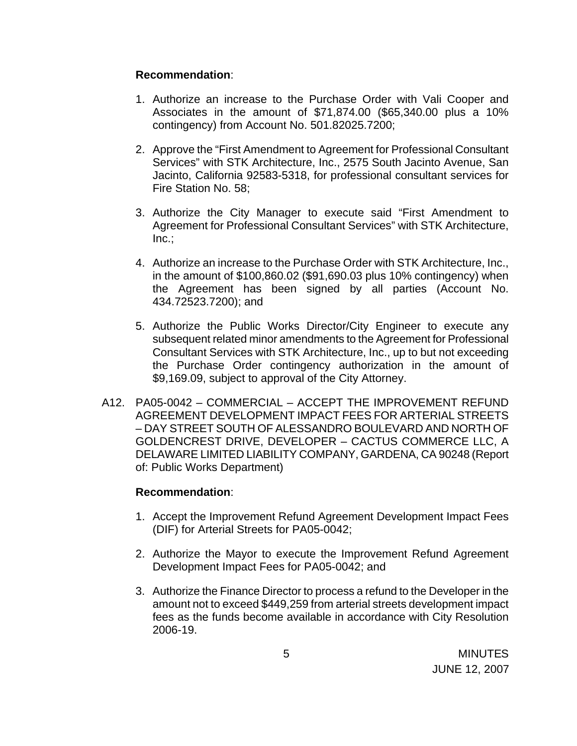**Recommendation**:

1. Authorize an increase to the Purchase Order with Vali Cooper and Associates in the amount of $71,874.00 ($65,340.00 plus a 10% contingency) from Account No. 501.82025.7200;

2. Approve the "First Amendment to Agreement for Professional Consultant Services" with STK Architecture, Inc., 2575 South Jacinto Avenue, San Jacinto, California 92583-5318, for professional consultant services for Fire Station No. 58;

3. Authorize the City Manager to execute said "First Amendment to Agreement for Professional Consultant Services" with STK Architecture, Inc.;

4. Authorize an increase to the Purchase Order with STK Architecture, Inc., in the amount of $100,860.02 ($91,690.03 plus 10% contingency) when the Agreement has been signed by all parties (Account No. 434.72523.7200); and

5. Authorize the Public Works Director/City Engineer to execute any subsequent related minor amendments to the Agreement for Professional Consultant Services with STK Architecture, Inc., up to but not exceeding the Purchase Order contingency authorization in the amount of $9,169.09, subject to approval of the City Attorney.

A12. PA05-0042 – COMMERCIAL – ACCEPT THE IMPROVEMENT REFUND AGREEMENT DEVELOPMENT IMPACT FEES FOR ARTERIAL STREETS – DAY STREET SOUTH OF ALESSANDRO BOULEVARD AND NORTH OF GOLDENCREST DRIVE, DEVELOPER – CACTUS COMMERCE LLC, A DELAWARE LIMITED LIABILITY COMPANY, GARDENA, CA 90248 (Report of: Public Works Department)

**Recommendation**:

1. Accept the Improvement Refund Agreement Development Impact Fees (DIF) for Arterial Streets for PA05-0042;

2. Authorize the Mayor to execute the Improvement Refund Agreement Development Impact Fees for PA05-0042; and

3. Authorize the Finance Director to process a refund to the Developer in the amount not to exceed $449,259 from arterial streets development impact fees as the funds become available in accordance with City Resolution 2006-19.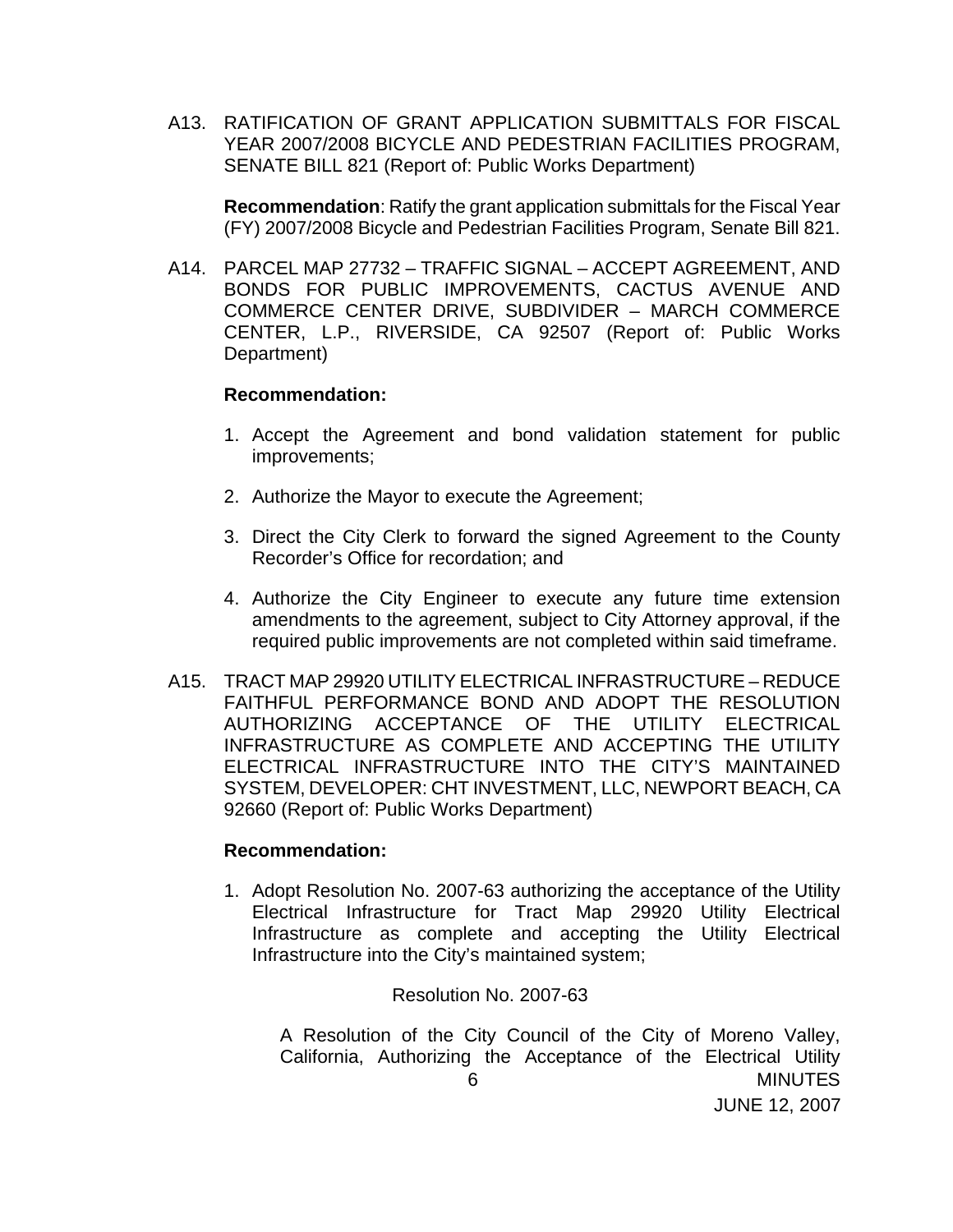A13. RATIFICATION OF GRANT APPLICATION SUBMITTALS FOR FISCAL YEAR 2007/2008 BICYCLE AND PEDESTRIAN FACILITIES PROGRAM, SENATE BILL 821 (Report of: Public Works Department)

**Recommendation**: Ratify the grant application submittals for the Fiscal Year (FY) 2007/2008 Bicycle and Pedestrian Facilities Program, Senate Bill 821.

A14. PARCEL MAP 27732 – TRAFFIC SIGNAL – ACCEPT AGREEMENT, AND BONDS FOR PUBLIC IMPROVEMENTS, CACTUS AVENUE AND COMMERCE CENTER DRIVE, SUBDIVIDER – MARCH COMMERCE CENTER, L.P., RIVERSIDE, CA 92507 (Report of: Public Works Department)

**Recommendation:**

1. Accept the Agreement and bond validation statement for public improvements;
2. Authorize the Mayor to execute the Agreement;
3. Direct the City Clerk to forward the signed Agreement to the County Recorder's Office for recordation; and
4. Authorize the City Engineer to execute any future time extension amendments to the agreement, subject to City Attorney approval, if the required public improvements are not completed within said timeframe.

A15. TRACT MAP 29920 UTILITY ELECTRICAL INFRASTRUCTURE – REDUCE FAITHFUL PERFORMANCE BOND AND ADOPT THE RESOLUTION AUTHORIZING ACCEPTANCE OF THE UTILITY ELECTRICAL INFRASTRUCTURE AS COMPLETE AND ACCEPTING THE UTILITY ELECTRICAL INFRASTRUCTURE INTO THE CITY'S MAINTAINED SYSTEM, DEVELOPER: CHT INVESTMENT, LLC, NEWPORT BEACH, CA 92660 (Report of: Public Works Department)

**Recommendation:**

1. Adopt Resolution No. 2007-63 authorizing the acceptance of the Utility Electrical Infrastructure for Tract Map 29920 Utility Electrical Infrastructure as complete and accepting the Utility Electrical Infrastructure into the City's maintained system;

Resolution No. 2007-63

A Resolution of the City Council of the City of Moreno Valley, California, Authorizing the Acceptance of the Electrical Utility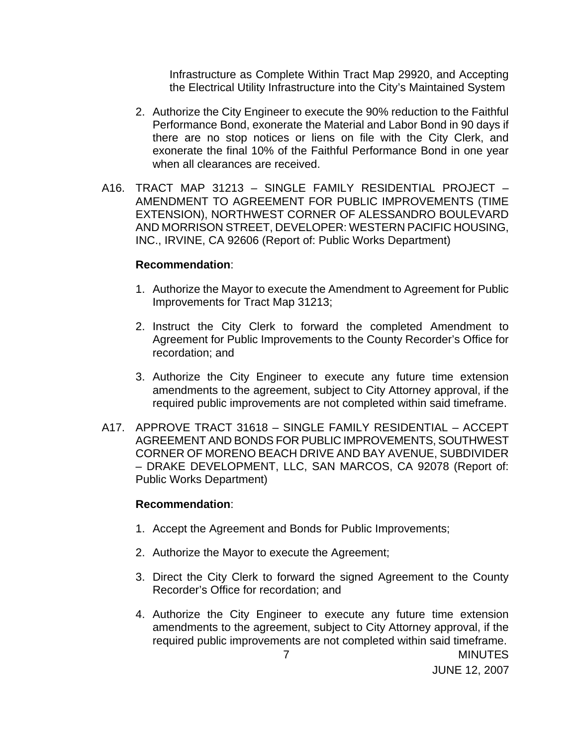Infrastructure as Complete Within Tract Map 29920, and Accepting the Electrical Utility Infrastructure into the City's Maintained System

2. Authorize the City Engineer to execute the 90% reduction to the Faithful Performance Bond, exonerate the Material and Labor Bond in 90 days if there are no stop notices or liens on file with the City Clerk, and exonerate the final 10% of the Faithful Performance Bond in one year when all clearances are received.

A16. TRACT MAP 31213 – SINGLE FAMILY RESIDENTIAL PROJECT – AMENDMENT TO AGREEMENT FOR PUBLIC IMPROVEMENTS (TIME EXTENSION), NORTHWEST CORNER OF ALESSANDRO BOULEVARD AND MORRISON STREET, DEVELOPER: WESTERN PACIFIC HOUSING, INC., IRVINE, CA 92606 (Report of: Public Works Department)

**Recommendation**:

1. Authorize the Mayor to execute the Amendment to Agreement for Public Improvements for Tract Map 31213;
2. Instruct the City Clerk to forward the completed Amendment to Agreement for Public Improvements to the County Recorder's Office for recordation; and
3. Authorize the City Engineer to execute any future time extension amendments to the agreement, subject to City Attorney approval, if the required public improvements are not completed within said timeframe.

A17. APPROVE TRACT 31618 – SINGLE FAMILY RESIDENTIAL – ACCEPT AGREEMENT AND BONDS FOR PUBLIC IMPROVEMENTS, SOUTHWEST CORNER OF MORENO BEACH DRIVE AND BAY AVENUE, SUBDIVIDER – DRAKE DEVELOPMENT, LLC, SAN MARCOS, CA 92078 (Report of: Public Works Department)

**Recommendation**:

1. Accept the Agreement and Bonds for Public Improvements;
2. Authorize the Mayor to execute the Agreement;
3. Direct the City Clerk to forward the signed Agreement to the County Recorder's Office for recordation; and
4. Authorize the City Engineer to execute any future time extension amendments to the agreement, subject to City Attorney approval, if the required public improvements are not completed within said timeframe.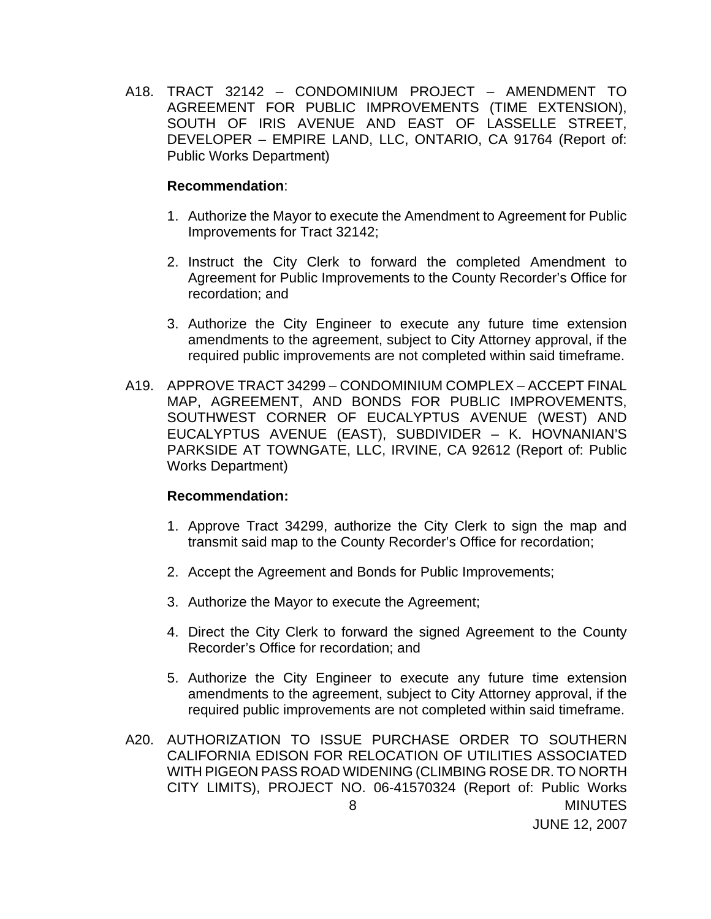A18. TRACT 32142 – CONDOMINIUM PROJECT – AMENDMENT TO AGREEMENT FOR PUBLIC IMPROVEMENTS (TIME EXTENSION), SOUTH OF IRIS AVENUE AND EAST OF LASSELLE STREET, DEVELOPER – EMPIRE LAND, LLC, ONTARIO, CA 91764 (Report of: Public Works Department)

**Recommendation**:

1. Authorize the Mayor to execute the Amendment to Agreement for Public Improvements for Tract 32142;
2. Instruct the City Clerk to forward the completed Amendment to Agreement for Public Improvements to the County Recorder's Office for recordation; and
3. Authorize the City Engineer to execute any future time extension amendments to the agreement, subject to City Attorney approval, if the required public improvements are not completed within said timeframe.

A19. APPROVE TRACT 34299 – CONDOMINIUM COMPLEX – ACCEPT FINAL MAP, AGREEMENT, AND BONDS FOR PUBLIC IMPROVEMENTS, SOUTHWEST CORNER OF EUCALYPTUS AVENUE (WEST) AND EUCALYPTUS AVENUE (EAST), SUBDIVIDER – K. HOVNANIAN'S PARKSIDE AT TOWNGATE, LLC, IRVINE, CA 92612 (Report of: Public Works Department)

**Recommendation:**

1. Approve Tract 34299, authorize the City Clerk to sign the map and transmit said map to the County Recorder's Office for recordation;
2. Accept the Agreement and Bonds for Public Improvements;
3. Authorize the Mayor to execute the Agreement;
4. Direct the City Clerk to forward the signed Agreement to the County Recorder's Office for recordation; and
5. Authorize the City Engineer to execute any future time extension amendments to the agreement, subject to City Attorney approval, if the required public improvements are not completed within said timeframe.

A20. AUTHORIZATION TO ISSUE PURCHASE ORDER TO SOUTHERN CALIFORNIA EDISON FOR RELOCATION OF UTILITIES ASSOCIATED WITH PIGEON PASS ROAD WIDENING (CLIMBING ROSE DR. TO NORTH CITY LIMITS), PROJECT NO. 06-41570324 (Report of: Public Works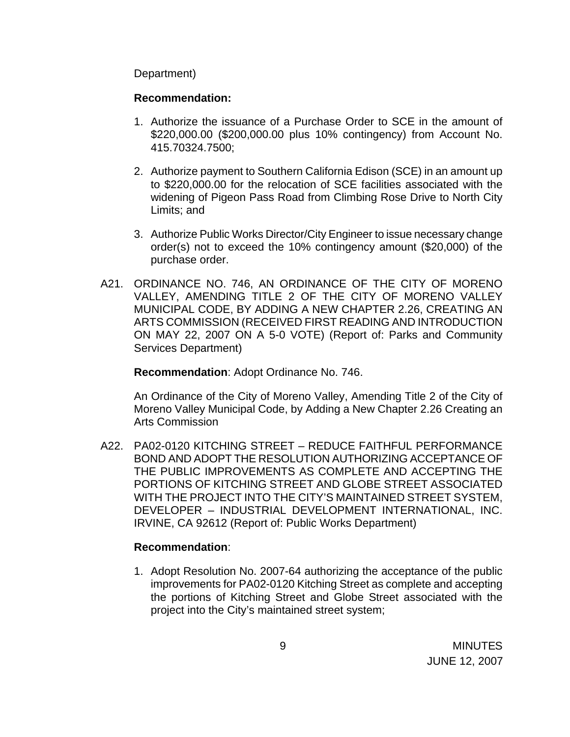Department)

**Recommendation:**

1. Authorize the issuance of a Purchase Order to SCE in the amount of $220,000.00 ($200,000.00 plus 10% contingency) from Account No. 415.70324.7500;

2. Authorize payment to Southern California Edison (SCE) in an amount up to $220,000.00 for the relocation of SCE facilities associated with the widening of Pigeon Pass Road from Climbing Rose Drive to North City Limits; and

3. Authorize Public Works Director/City Engineer to issue necessary change order(s) not to exceed the 10% contingency amount ($20,000) of the purchase order.

A21. ORDINANCE NO. 746, AN ORDINANCE OF THE CITY OF MORENO VALLEY, AMENDING TITLE 2 OF THE CITY OF MORENO VALLEY MUNICIPAL CODE, BY ADDING A NEW CHAPTER 2.26, CREATING AN ARTS COMMISSION (RECEIVED FIRST READING AND INTRODUCTION ON MAY 22, 2007 ON A 5-0 VOTE) (Report of: Parks and Community Services Department)

**Recommendation**: Adopt Ordinance No. 746.

An Ordinance of the City of Moreno Valley, Amending Title 2 of the City of Moreno Valley Municipal Code, by Adding a New Chapter 2.26 Creating an Arts Commission

A22. PA02-0120 KITCHING STREET – REDUCE FAITHFUL PERFORMANCE BOND AND ADOPT THE RESOLUTION AUTHORIZING ACCEPTANCE OF THE PUBLIC IMPROVEMENTS AS COMPLETE AND ACCEPTING THE PORTIONS OF KITCHING STREET AND GLOBE STREET ASSOCIATED WITH THE PROJECT INTO THE CITY'S MAINTAINED STREET SYSTEM, DEVELOPER – INDUSTRIAL DEVELOPMENT INTERNATIONAL, INC. IRVINE, CA 92612 (Report of: Public Works Department)

**Recommendation**:

1. Adopt Resolution No. 2007-64 authorizing the acceptance of the public improvements for PA02-0120 Kitching Street as complete and accepting the portions of Kitching Street and Globe Street associated with the project into the City's maintained street system;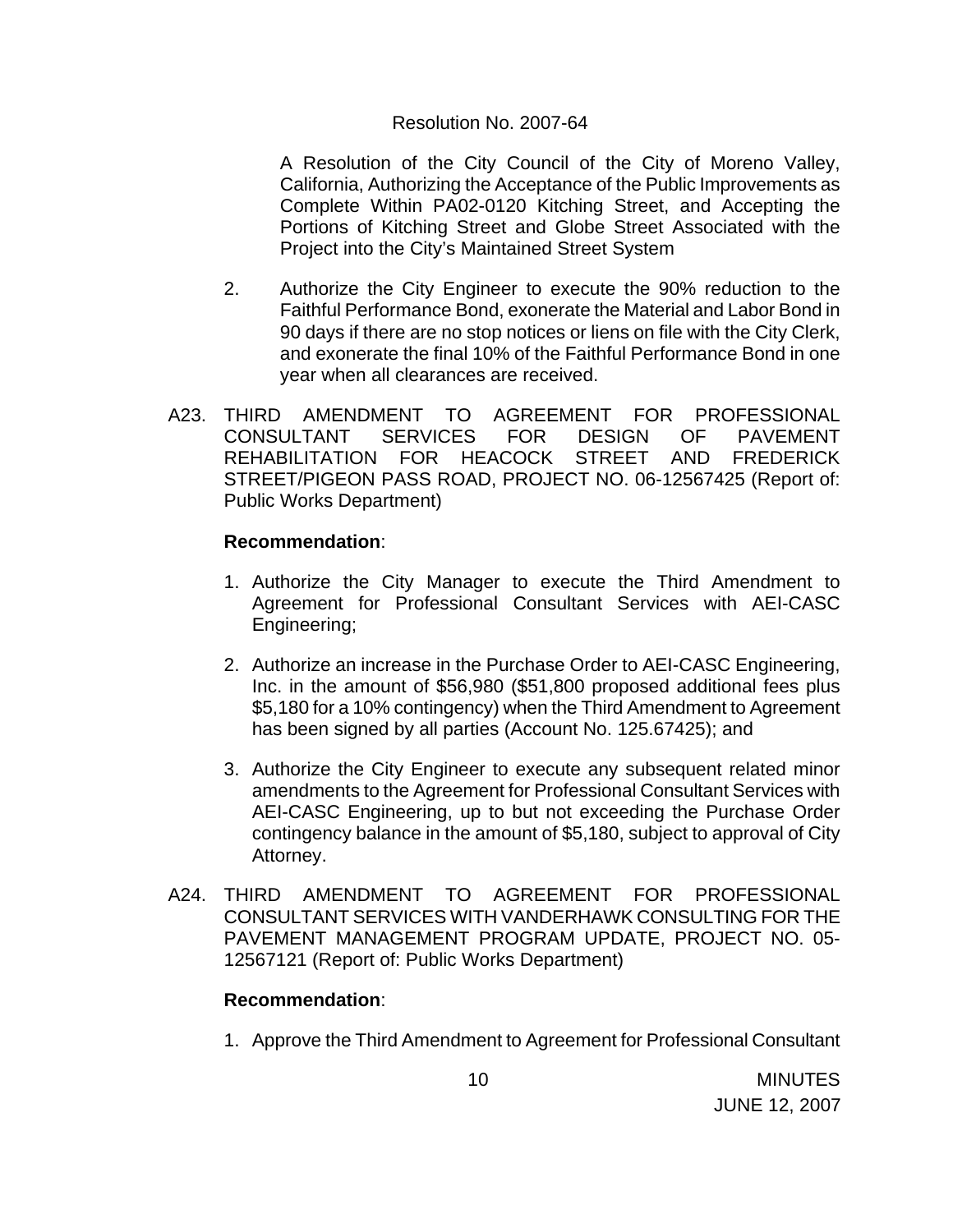Resolution No. 2007-64

A Resolution of the City Council of the City of Moreno Valley, California, Authorizing the Acceptance of the Public Improvements as Complete Within PA02-0120 Kitching Street, and Accepting the Portions of Kitching Street and Globe Street Associated with the Project into the City's Maintained Street System

2. Authorize the City Engineer to execute the 90% reduction to the Faithful Performance Bond, exonerate the Material and Labor Bond in 90 days if there are no stop notices or liens on file with the City Clerk, and exonerate the final 10% of the Faithful Performance Bond in one year when all clearances are received.

A23. THIRD AMENDMENT TO AGREEMENT FOR PROFESSIONAL CONSULTANT SERVICES FOR DESIGN OF PAVEMENT REHABILITATION FOR HEACOCK STREET AND FREDERICK STREET/PIGEON PASS ROAD, PROJECT NO. 06-12567425 (Report of: Public Works Department)

**Recommendation**:

1. Authorize the City Manager to execute the Third Amendment to Agreement for Professional Consultant Services with AEI-CASC Engineering;
2. Authorize an increase in the Purchase Order to AEI-CASC Engineering, Inc. in the amount of $56,980 ($51,800 proposed additional fees plus $5,180 for a 10% contingency) when the Third Amendment to Agreement has been signed by all parties (Account No. 125.67425); and
3. Authorize the City Engineer to execute any subsequent related minor amendments to the Agreement for Professional Consultant Services with AEI-CASC Engineering, up to but not exceeding the Purchase Order contingency balance in the amount of $5,180, subject to approval of City Attorney.

A24. THIRD AMENDMENT TO AGREEMENT FOR PROFESSIONAL CONSULTANT SERVICES WITH VANDERHAWK CONSULTING FOR THE PAVEMENT MANAGEMENT PROGRAM UPDATE, PROJECT NO. 05-12567121 (Report of: Public Works Department)

**Recommendation**:

1. Approve the Third Amendment to Agreement for Professional Consultant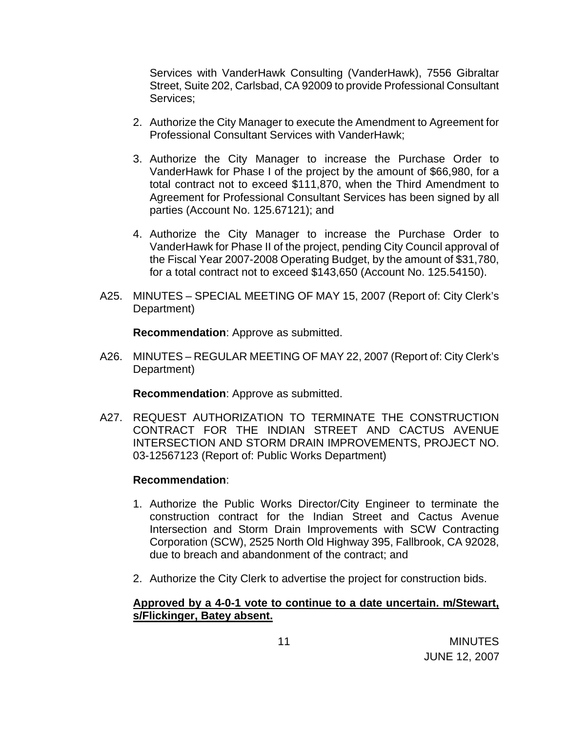Services with VanderHawk Consulting (VanderHawk), 7556 Gibraltar Street, Suite 202, Carlsbad, CA 92009 to provide Professional Consultant Services;

2. Authorize the City Manager to execute the Amendment to Agreement for Professional Consultant Services with VanderHawk;

3. Authorize the City Manager to increase the Purchase Order to VanderHawk for Phase I of the project by the amount of $66,980, for a total contract not to exceed $111,870, when the Third Amendment to Agreement for Professional Consultant Services has been signed by all parties (Account No. 125.67121); and

4. Authorize the City Manager to increase the Purchase Order to VanderHawk for Phase II of the project, pending City Council approval of the Fiscal Year 2007-2008 Operating Budget, by the amount of $31,780, for a total contract not to exceed $143,650 (Account No. 125.54150).

A25. MINUTES – SPECIAL MEETING OF MAY 15, 2007 (Report of: City Clerk's Department)

**Recommendation**: Approve as submitted.

A26. MINUTES – REGULAR MEETING OF MAY 22, 2007 (Report of: City Clerk's Department)

**Recommendation**: Approve as submitted.

A27. REQUEST AUTHORIZATION TO TERMINATE THE CONSTRUCTION CONTRACT FOR THE INDIAN STREET AND CACTUS AVENUE INTERSECTION AND STORM DRAIN IMPROVEMENTS, PROJECT NO. 03-12567123 (Report of: Public Works Department)

**Recommendation**:

1. Authorize the Public Works Director/City Engineer to terminate the construction contract for the Indian Street and Cactus Avenue Intersection and Storm Drain Improvements with SCW Contracting Corporation (SCW), 2525 North Old Highway 395, Fallbrook, CA 92028, due to breach and abandonment of the contract; and

2. Authorize the City Clerk to advertise the project for construction bids.

<u>**Approved by a 4-0-1 vote to continue to a date uncertain. m/Stewart, s/Flickinger, Batey absent.**</u>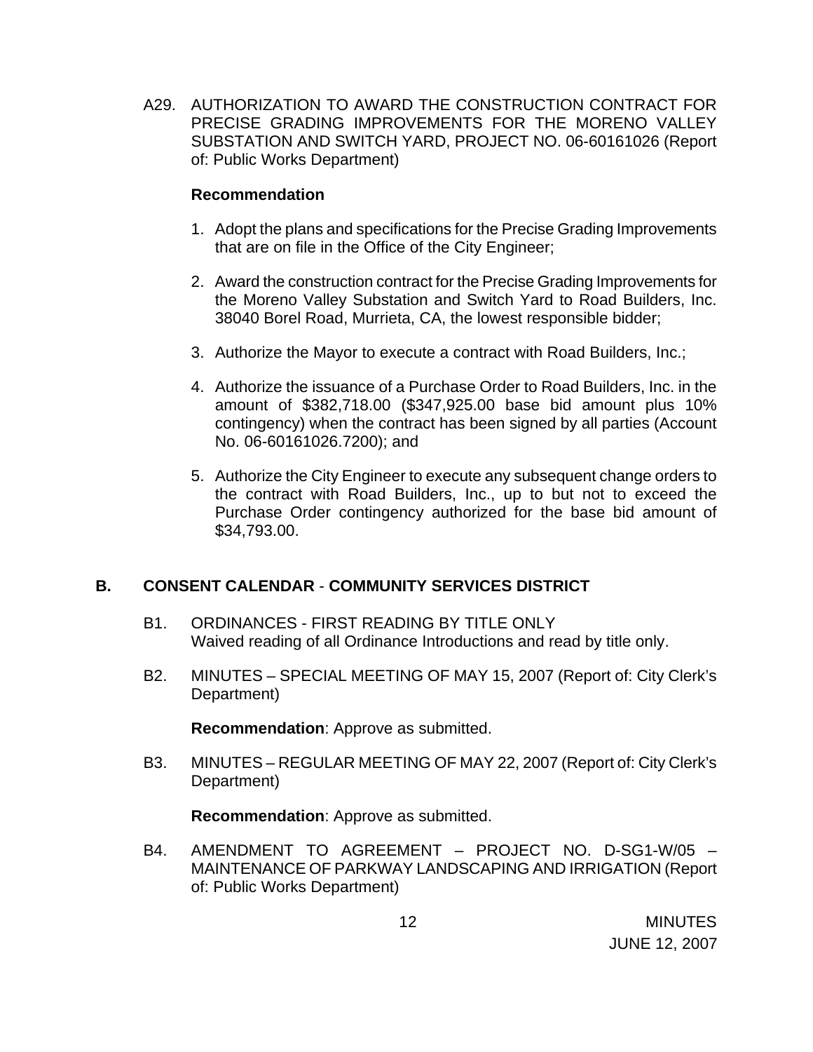A29. AUTHORIZATION TO AWARD THE CONSTRUCTION CONTRACT FOR PRECISE GRADING IMPROVEMENTS FOR THE MORENO VALLEY SUBSTATION AND SWITCH YARD, PROJECT NO. 06-60161026 (Report of: Public Works Department)

**Recommendation**

1. Adopt the plans and specifications for the Precise Grading Improvements that are on file in the Office of the City Engineer;
2. Award the construction contract for the Precise Grading Improvements for the Moreno Valley Substation and Switch Yard to Road Builders, Inc. 38040 Borel Road, Murrieta, CA, the lowest responsible bidder;
3. Authorize the Mayor to execute a contract with Road Builders, Inc.;
4. Authorize the issuance of a Purchase Order to Road Builders, Inc. in the amount of $382,718.00 ($347,925.00 base bid amount plus 10% contingency) when the contract has been signed by all parties (Account No. 06-60161026.7200); and
5. Authorize the City Engineer to execute any subsequent change orders to the contract with Road Builders, Inc., up to but not to exceed the Purchase Order contingency authorized for the base bid amount of $34,793.00.

## B. CONSENT CALENDAR - COMMUNITY SERVICES DISTRICT

B1. ORDINANCES - FIRST READING BY TITLE ONLY
Waived reading of all Ordinance Introductions and read by title only.

B2. MINUTES – SPECIAL MEETING OF MAY 15, 2007 (Report of: City Clerk's Department)

**Recommendation**: Approve as submitted.

B3. MINUTES – REGULAR MEETING OF MAY 22, 2007 (Report of: City Clerk's Department)

**Recommendation**: Approve as submitted.

B4. AMENDMENT TO AGREEMENT – PROJECT NO. D-SG1-W/05 – MAINTENANCE OF PARKWAY LANDSCAPING AND IRRIGATION (Report of: Public Works Department)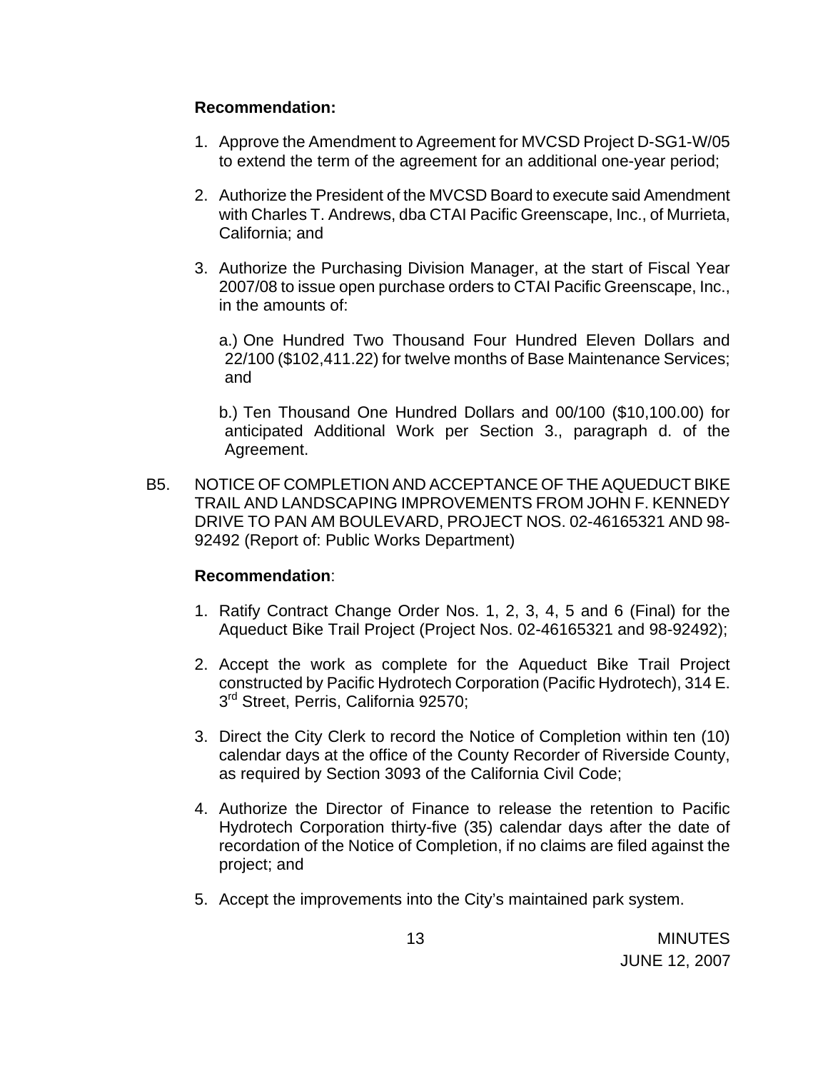**Recommendation:**

1. Approve the Amendment to Agreement for MVCSD Project D-SG1-W/05 to extend the term of the agreement for an additional one-year period;

2. Authorize the President of the MVCSD Board to execute said Amendment with Charles T. Andrews, dba CTAI Pacific Greenscape, Inc., of Murrieta, California; and

3. Authorize the Purchasing Division Manager, at the start of Fiscal Year 2007/08 to issue open purchase orders to CTAI Pacific Greenscape, Inc., in the amounts of:

   a.) One Hundred Two Thousand Four Hundred Eleven Dollars and 22/100 ($102,411.22) for twelve months of Base Maintenance Services; and

   b.) Ten Thousand One Hundred Dollars and 00/100 ($10,100.00) for anticipated Additional Work per Section 3., paragraph d. of the Agreement.

B5. NOTICE OF COMPLETION AND ACCEPTANCE OF THE AQUEDUCT BIKE TRAIL AND LANDSCAPING IMPROVEMENTS FROM JOHN F. KENNEDY DRIVE TO PAN AM BOULEVARD, PROJECT NOS. 02-46165321 AND 98-92492 (Report of: Public Works Department)

**Recommendation**:

1. Ratify Contract Change Order Nos. 1, 2, 3, 4, 5 and 6 (Final) for the Aqueduct Bike Trail Project (Project Nos. 02-46165321 and 98-92492);

2. Accept the work as complete for the Aqueduct Bike Trail Project constructed by Pacific Hydrotech Corporation (Pacific Hydrotech), 314 E. 3rd Street, Perris, California 92570;

3. Direct the City Clerk to record the Notice of Completion within ten (10) calendar days at the office of the County Recorder of Riverside County, as required by Section 3093 of the California Civil Code;

4. Authorize the Director of Finance to release the retention to Pacific Hydrotech Corporation thirty-five (35) calendar days after the date of recordation of the Notice of Completion, if no claims are filed against the project; and

5. Accept the improvements into the City's maintained park system.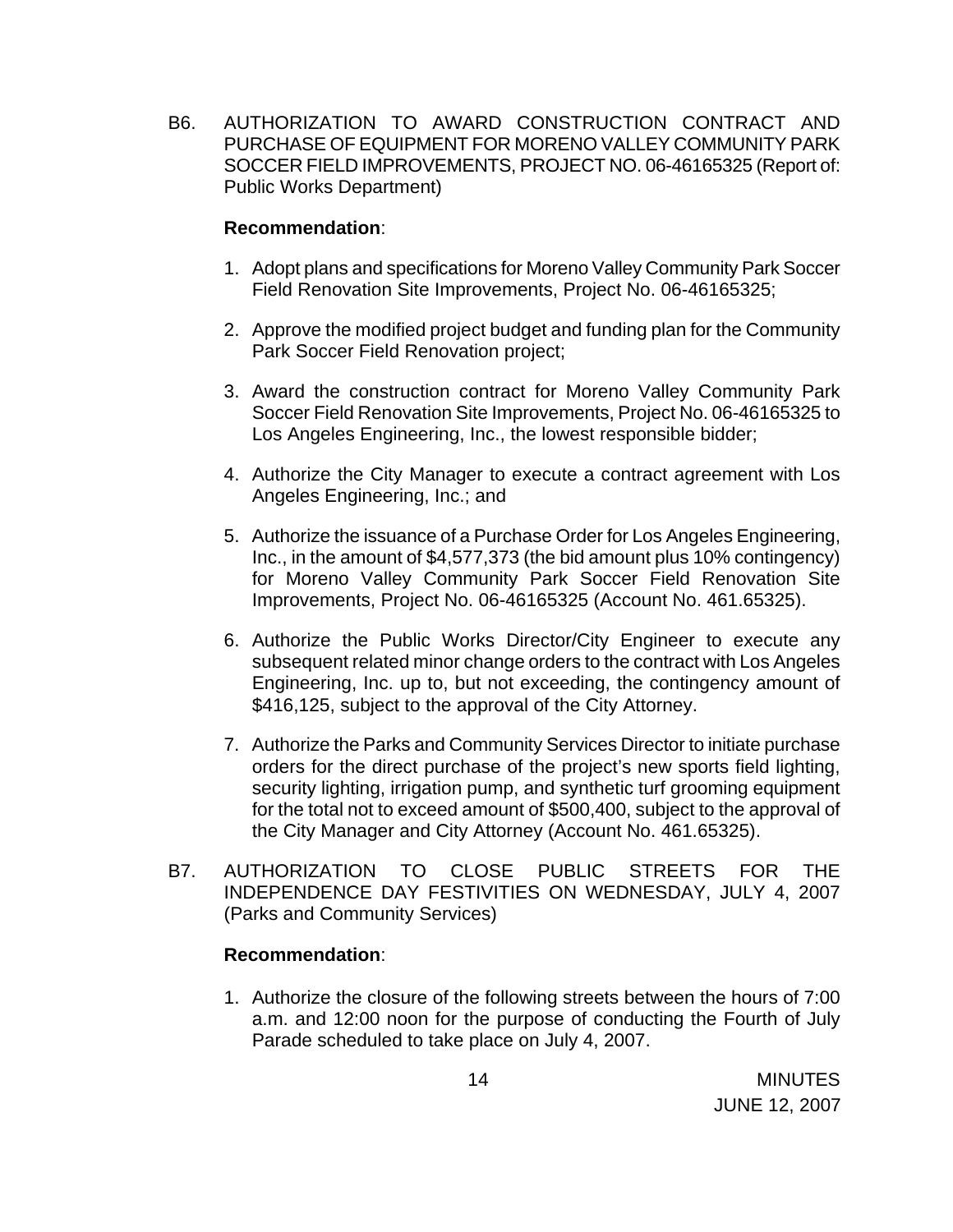B6. AUTHORIZATION TO AWARD CONSTRUCTION CONTRACT AND PURCHASE OF EQUIPMENT FOR MORENO VALLEY COMMUNITY PARK SOCCER FIELD IMPROVEMENTS, PROJECT NO. 06-46165325 (Report of: Public Works Department)

**Recommendation**:

1. Adopt plans and specifications for Moreno Valley Community Park Soccer Field Renovation Site Improvements, Project No. 06-46165325;

2. Approve the modified project budget and funding plan for the Community Park Soccer Field Renovation project;

3. Award the construction contract for Moreno Valley Community Park Soccer Field Renovation Site Improvements, Project No. 06-46165325 to Los Angeles Engineering, Inc., the lowest responsible bidder;

4. Authorize the City Manager to execute a contract agreement with Los Angeles Engineering, Inc.; and

5. Authorize the issuance of a Purchase Order for Los Angeles Engineering, Inc., in the amount of $4,577,373 (the bid amount plus 10% contingency) for Moreno Valley Community Park Soccer Field Renovation Site Improvements, Project No. 06-46165325 (Account No. 461.65325).

6. Authorize the Public Works Director/City Engineer to execute any subsequent related minor change orders to the contract with Los Angeles Engineering, Inc. up to, but not exceeding, the contingency amount of $416,125, subject to the approval of the City Attorney.

7. Authorize the Parks and Community Services Director to initiate purchase orders for the direct purchase of the project's new sports field lighting, security lighting, irrigation pump, and synthetic turf grooming equipment for the total not to exceed amount of $500,400, subject to the approval of the City Manager and City Attorney (Account No. 461.65325).

B7. AUTHORIZATION TO CLOSE PUBLIC STREETS FOR THE INDEPENDENCE DAY FESTIVITIES ON WEDNESDAY, JULY 4, 2007 (Parks and Community Services)

**Recommendation**:

1. Authorize the closure of the following streets between the hours of 7:00 a.m. and 12:00 noon for the purpose of conducting the Fourth of July Parade scheduled to take place on July 4, 2007.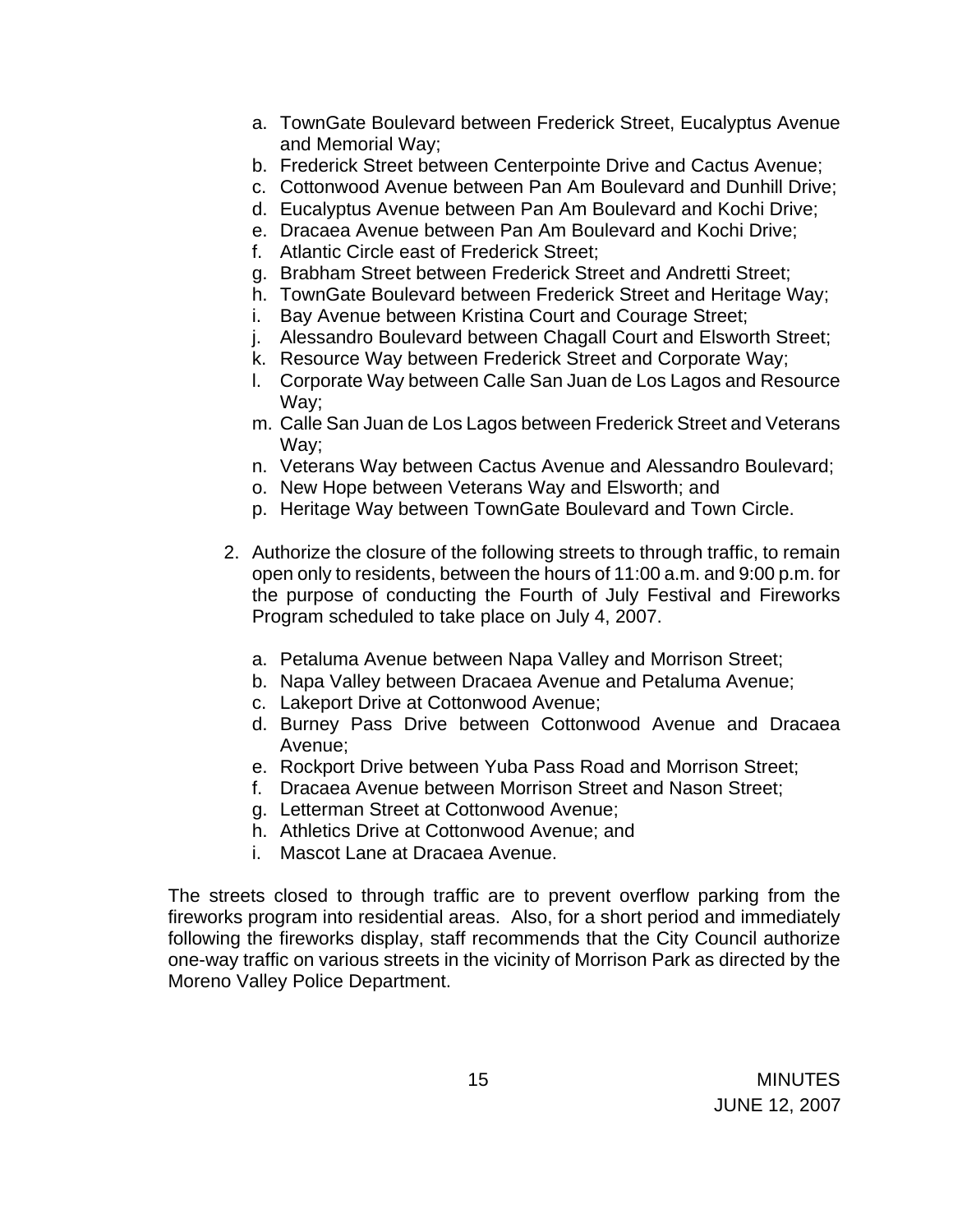a. TownGate Boulevard between Frederick Street, Eucalyptus Avenue and Memorial Way;
b. Frederick Street between Centerpointe Drive and Cactus Avenue;
c. Cottonwood Avenue between Pan Am Boulevard and Dunhill Drive;
d. Eucalyptus Avenue between Pan Am Boulevard and Kochi Drive;
e. Dracaea Avenue between Pan Am Boulevard and Kochi Drive;
f. Atlantic Circle east of Frederick Street;
g. Brabham Street between Frederick Street and Andretti Street;
h. TownGate Boulevard between Frederick Street and Heritage Way;
i. Bay Avenue between Kristina Court and Courage Street;
j. Alessandro Boulevard between Chagall Court and Elsworth Street;
k. Resource Way between Frederick Street and Corporate Way;
l. Corporate Way between Calle San Juan de Los Lagos and Resource Way;
m. Calle San Juan de Los Lagos between Frederick Street and Veterans Way;
n. Veterans Way between Cactus Avenue and Alessandro Boulevard;
o. New Hope between Veterans Way and Elsworth; and
p. Heritage Way between TownGate Boulevard and Town Circle.

2. Authorize the closure of the following streets to through traffic, to remain open only to residents, between the hours of 11:00 a.m. and 9:00 p.m. for the purpose of conducting the Fourth of July Festival and Fireworks Program scheduled to take place on July 4, 2007.

   a. Petaluma Avenue between Napa Valley and Morrison Street;
   b. Napa Valley between Dracaea Avenue and Petaluma Avenue;
   c. Lakeport Drive at Cottonwood Avenue;
   d. Burney Pass Drive between Cottonwood Avenue and Dracaea Avenue;
   e. Rockport Drive between Yuba Pass Road and Morrison Street;
   f. Dracaea Avenue between Morrison Street and Nason Street;
   g. Letterman Street at Cottonwood Avenue;
   h. Athletics Drive at Cottonwood Avenue; and
   i. Mascot Lane at Dracaea Avenue.

The streets closed to through traffic are to prevent overflow parking from the fireworks program into residential areas. Also, for a short period and immediately following the fireworks display, staff recommends that the City Council authorize one-way traffic on various streets in the vicinity of Morrison Park as directed by the Moreno Valley Police Department.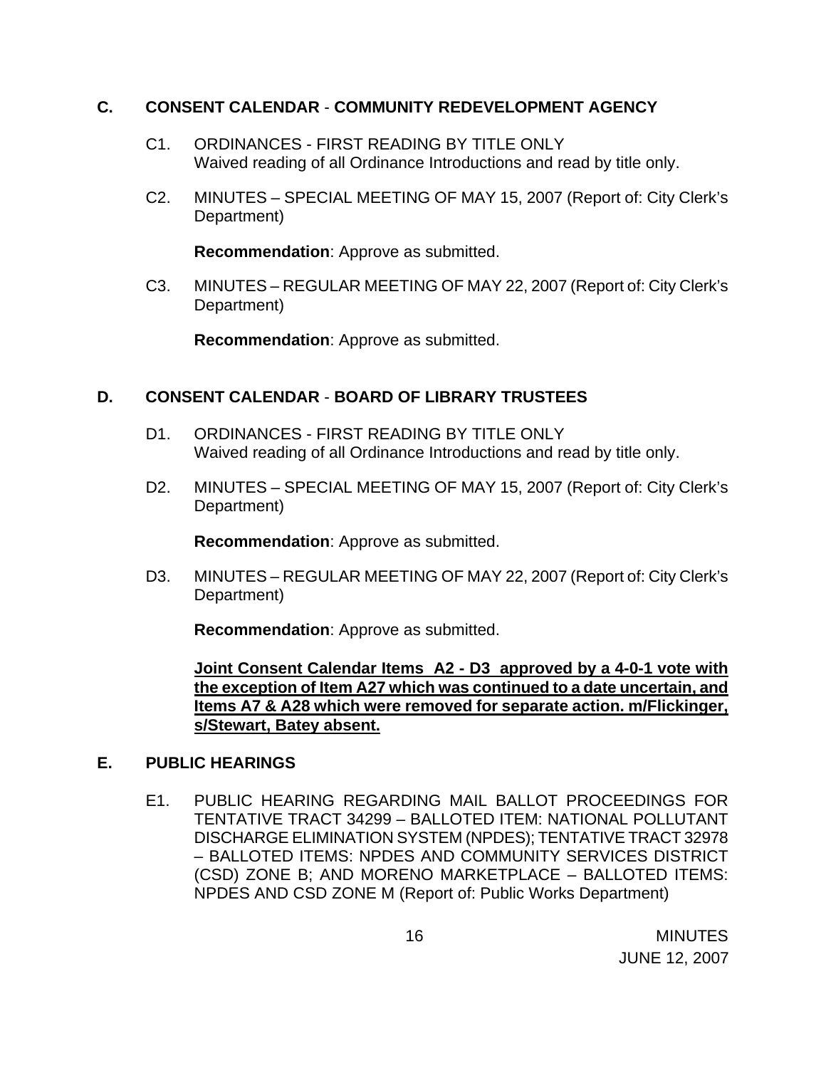## C. CONSENT CALENDAR - COMMUNITY REDEVELOPMENT AGENCY

C1. ORDINANCES - FIRST READING BY TITLE ONLY
Waived reading of all Ordinance Introductions and read by title only.

C2. MINUTES – SPECIAL MEETING OF MAY 15, 2007 (Report of: City Clerk's Department)

**Recommendation**: Approve as submitted.

C3. MINUTES – REGULAR MEETING OF MAY 22, 2007 (Report of: City Clerk's Department)

**Recommendation**: Approve as submitted.

## D. CONSENT CALENDAR - BOARD OF LIBRARY TRUSTEES

D1. ORDINANCES - FIRST READING BY TITLE ONLY
Waived reading of all Ordinance Introductions and read by title only.

D2. MINUTES – SPECIAL MEETING OF MAY 15, 2007 (Report of: City Clerk's Department)

**Recommendation**: Approve as submitted.

D3. MINUTES – REGULAR MEETING OF MAY 22, 2007 (Report of: City Clerk's Department)

**Recommendation**: Approve as submitted.

**Joint Consent Calendar Items A2 - D3 approved by a 4-0-1 vote with the exception of Item A27 which was continued to a date uncertain, and Items A7 & A28 which were removed for separate action. m/Flickinger, s/Stewart, Batey absent.**

## E. PUBLIC HEARINGS

E1. PUBLIC HEARING REGARDING MAIL BALLOT PROCEEDINGS FOR TENTATIVE TRACT 34299 – BALLOTED ITEM: NATIONAL POLLUTANT DISCHARGE ELIMINATION SYSTEM (NPDES); TENTATIVE TRACT 32978 – BALLOTED ITEMS: NPDES AND COMMUNITY SERVICES DISTRICT (CSD) ZONE B; AND MORENO MARKETPLACE – BALLOTED ITEMS: NPDES AND CSD ZONE M (Report of: Public Works Department)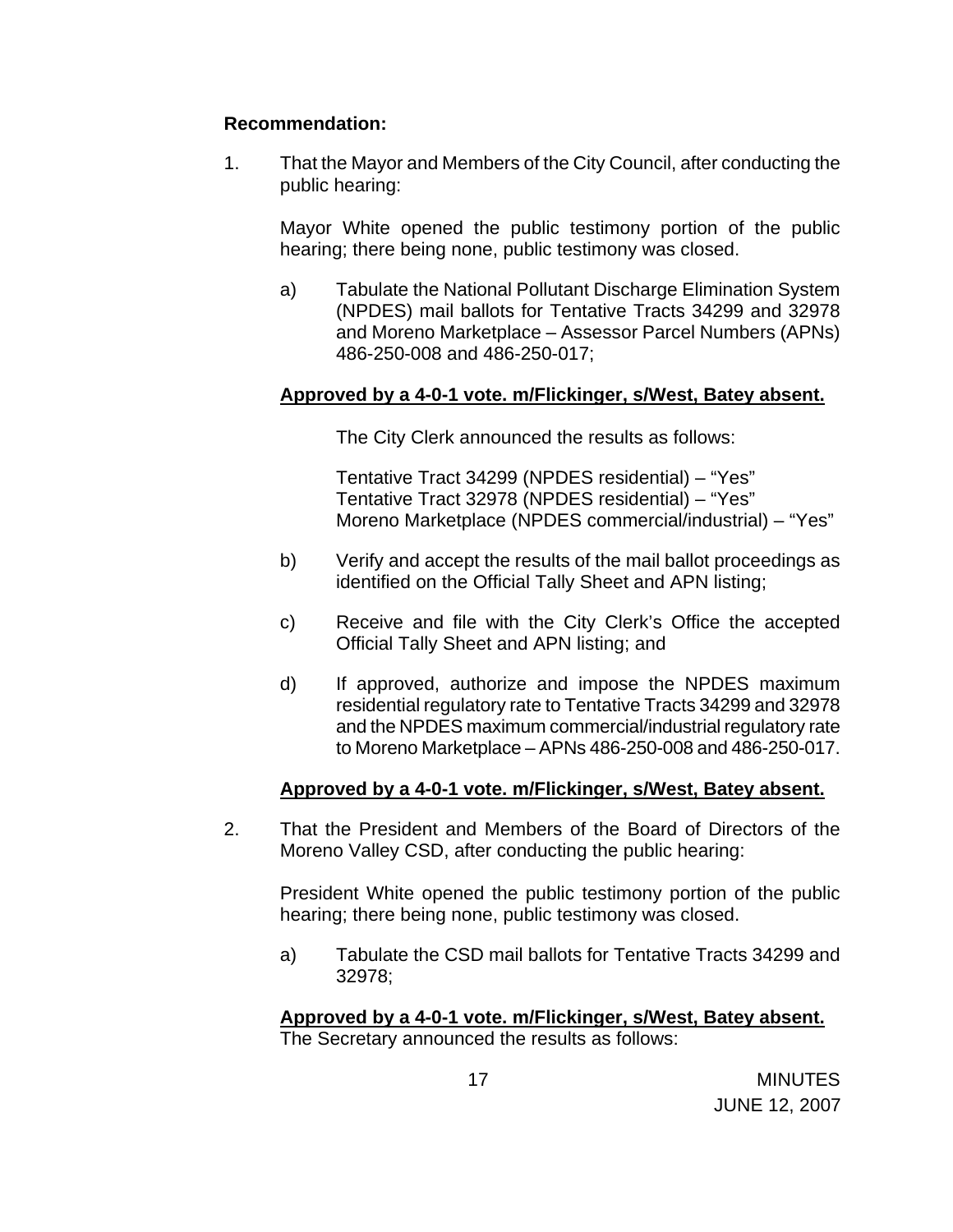**Recommendation:**

1. That the Mayor and Members of the City Council, after conducting the public hearing:

   Mayor White opened the public testimony portion of the public hearing; there being none, public testimony was closed.

   a) Tabulate the National Pollutant Discharge Elimination System (NPDES) mail ballots for Tentative Tracts 34299 and 32978 and Moreno Marketplace – Assessor Parcel Numbers (APNs) 486-250-008 and 486-250-017;

   **Approved by a 4-0-1 vote. m/Flickinger, s/West, Batey absent.**

   The City Clerk announced the results as follows:

   Tentative Tract 34299 (NPDES residential) – "Yes"
   Tentative Tract 32978 (NPDES residential) – "Yes"
   Moreno Marketplace (NPDES commercial/industrial) – "Yes"

   b) Verify and accept the results of the mail ballot proceedings as identified on the Official Tally Sheet and APN listing;

   c) Receive and file with the City Clerk's Office the accepted Official Tally Sheet and APN listing; and

   d) If approved, authorize and impose the NPDES maximum residential regulatory rate to Tentative Tracts 34299 and 32978 and the NPDES maximum commercial/industrial regulatory rate to Moreno Marketplace – APNs 486-250-008 and 486-250-017.

   **Approved by a 4-0-1 vote. m/Flickinger, s/West, Batey absent.**

2. That the President and Members of the Board of Directors of the Moreno Valley CSD, after conducting the public hearing:

   President White opened the public testimony portion of the public hearing; there being none, public testimony was closed.

   a) Tabulate the CSD mail ballots for Tentative Tracts 34299 and 32978;

   **Approved by a 4-0-1 vote. m/Flickinger, s/West, Batey absent.**
   The Secretary announced the results as follows: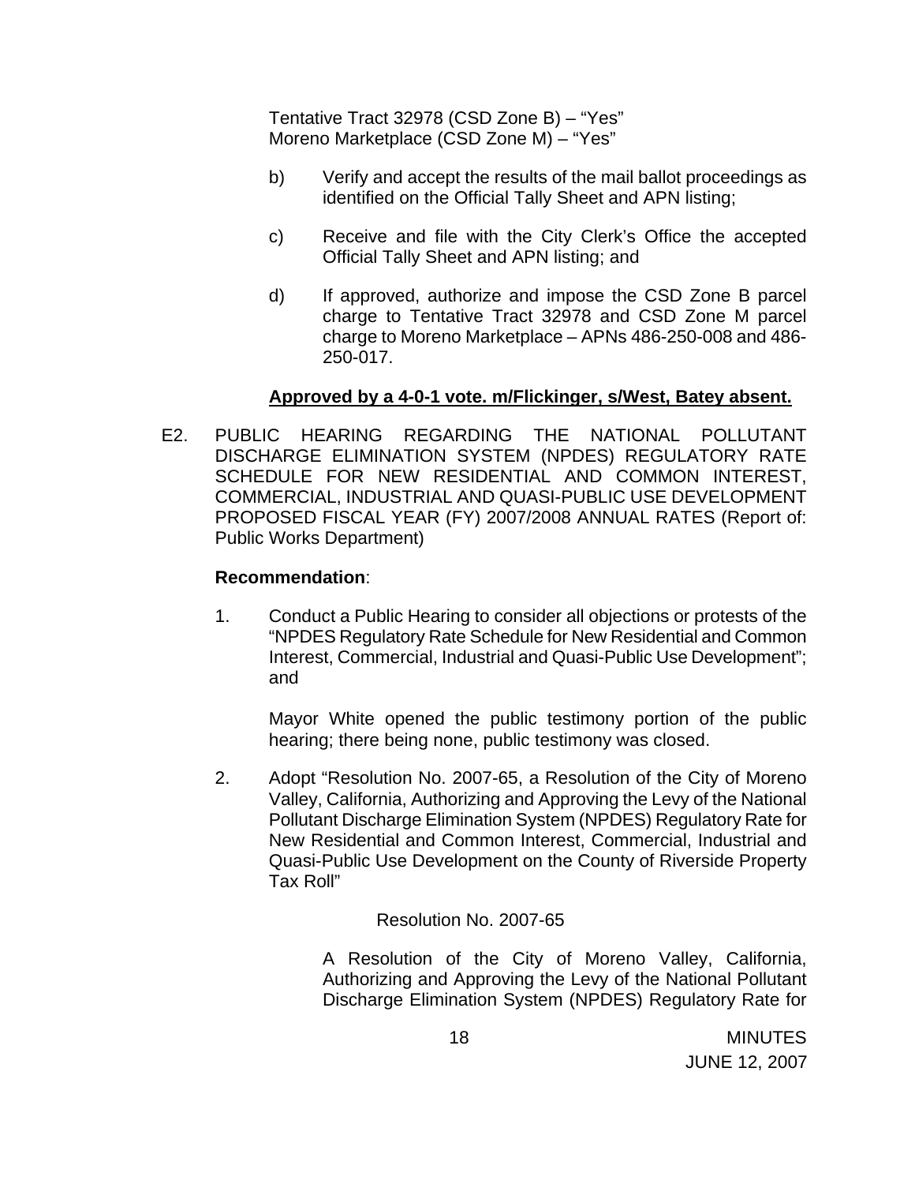Tentative Tract 32978 (CSD Zone B) – "Yes"
Moreno Marketplace (CSD Zone M) – "Yes"

b) Verify and accept the results of the mail ballot proceedings as identified on the Official Tally Sheet and APN listing;

c) Receive and file with the City Clerk's Office the accepted Official Tally Sheet and APN listing; and

d) If approved, authorize and impose the CSD Zone B parcel charge to Tentative Tract 32978 and CSD Zone M parcel charge to Moreno Marketplace – APNs 486-250-008 and 486-250-017.

**Approved by a 4-0-1 vote. m/Flickinger, s/West, Batey absent.**

E2. PUBLIC HEARING REGARDING THE NATIONAL POLLUTANT DISCHARGE ELIMINATION SYSTEM (NPDES) REGULATORY RATE SCHEDULE FOR NEW RESIDENTIAL AND COMMON INTEREST, COMMERCIAL, INDUSTRIAL AND QUASI-PUBLIC USE DEVELOPMENT PROPOSED FISCAL YEAR (FY) 2007/2008 ANNUAL RATES (Report of: Public Works Department)

**Recommendation**:

1. Conduct a Public Hearing to consider all objections or protests of the "NPDES Regulatory Rate Schedule for New Residential and Common Interest, Commercial, Industrial and Quasi-Public Use Development"; and

   Mayor White opened the public testimony portion of the public hearing; there being none, public testimony was closed.

2. Adopt "Resolution No. 2007-65, a Resolution of the City of Moreno Valley, California, Authorizing and Approving the Levy of the National Pollutant Discharge Elimination System (NPDES) Regulatory Rate for New Residential and Common Interest, Commercial, Industrial and Quasi-Public Use Development on the County of Riverside Property Tax Roll"

   Resolution No. 2007-65

   A Resolution of the City of Moreno Valley, California, Authorizing and Approving the Levy of the National Pollutant Discharge Elimination System (NPDES) Regulatory Rate for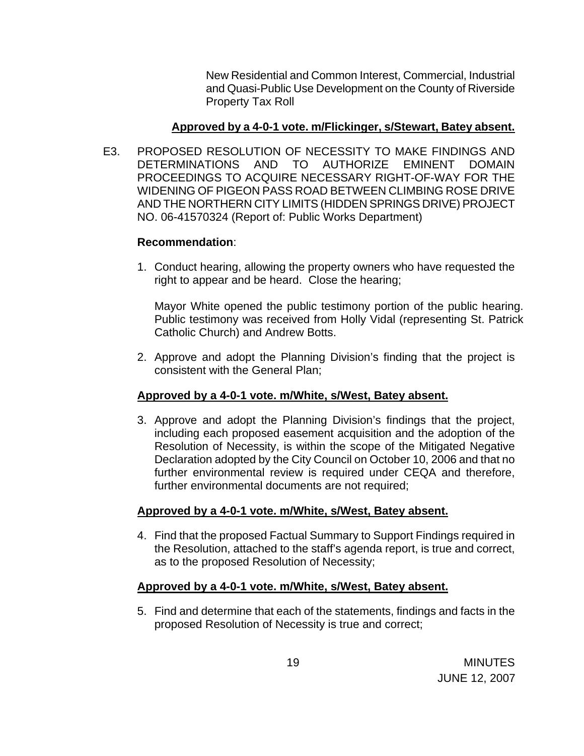New Residential and Common Interest, Commercial, Industrial and Quasi-Public Use Development on the County of Riverside Property Tax Roll

**Approved by a 4-0-1 vote. m/Flickinger, s/Stewart, Batey absent.**

E3. PROPOSED RESOLUTION OF NECESSITY TO MAKE FINDINGS AND DETERMINATIONS AND TO AUTHORIZE EMINENT DOMAIN PROCEEDINGS TO ACQUIRE NECESSARY RIGHT-OF-WAY FOR THE WIDENING OF PIGEON PASS ROAD BETWEEN CLIMBING ROSE DRIVE AND THE NORTHERN CITY LIMITS (HIDDEN SPRINGS DRIVE) PROJECT NO. 06-41570324 (Report of: Public Works Department)

**Recommendation**:

1. Conduct hearing, allowing the property owners who have requested the right to appear and be heard. Close the hearing;

   Mayor White opened the public testimony portion of the public hearing. Public testimony was received from Holly Vidal (representing St. Patrick Catholic Church) and Andrew Botts.

2. Approve and adopt the Planning Division's finding that the project is consistent with the General Plan;

   **Approved by a 4-0-1 vote. m/White, s/West, Batey absent.**

3. Approve and adopt the Planning Division's findings that the project, including each proposed easement acquisition and the adoption of the Resolution of Necessity, is within the scope of the Mitigated Negative Declaration adopted by the City Council on October 10, 2006 and that no further environmental review is required under CEQA and therefore, further environmental documents are not required;

   **Approved by a 4-0-1 vote. m/White, s/West, Batey absent.**

4. Find that the proposed Factual Summary to Support Findings required in the Resolution, attached to the staff's agenda report, is true and correct, as to the proposed Resolution of Necessity;

   **Approved by a 4-0-1 vote. m/White, s/West, Batey absent.**

5. Find and determine that each of the statements, findings and facts in the proposed Resolution of Necessity is true and correct;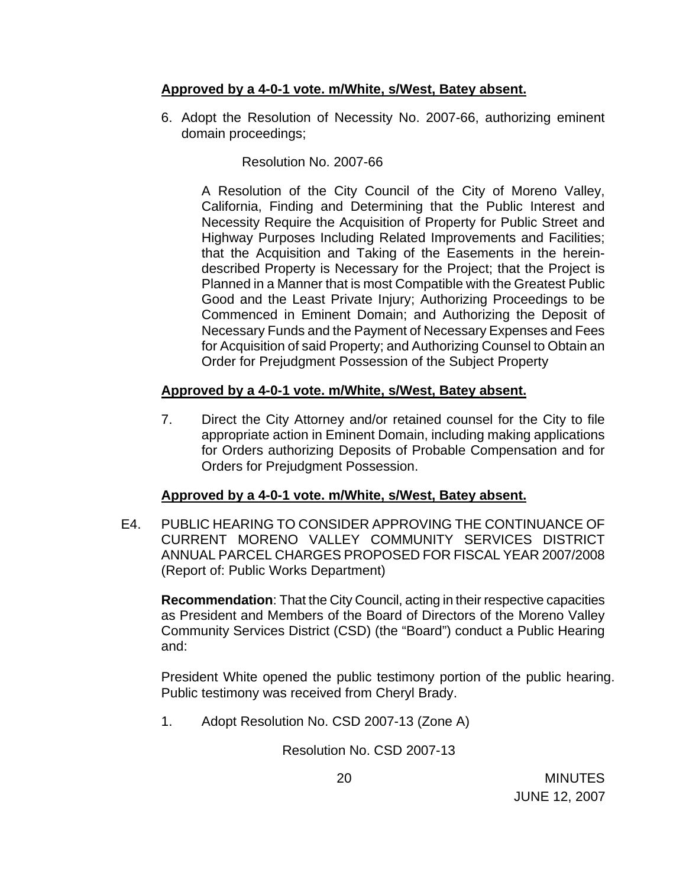**Approved by a 4-0-1 vote. m/White, s/West, Batey absent.**

6. Adopt the Resolution of Necessity No. 2007-66, authorizing eminent domain proceedings;

    Resolution No. 2007-66

    A Resolution of the City Council of the City of Moreno Valley, California, Finding and Determining that the Public Interest and Necessity Require the Acquisition of Property for Public Street and Highway Purposes Including Related Improvements and Facilities; that the Acquisition and Taking of the Easements in the herein-described Property is Necessary for the Project; that the Project is Planned in a Manner that is most Compatible with the Greatest Public Good and the Least Private Injury; Authorizing Proceedings to be Commenced in Eminent Domain; and Authorizing the Deposit of Necessary Funds and the Payment of Necessary Expenses and Fees for Acquisition of said Property; and Authorizing Counsel to Obtain an Order for Prejudgment Possession of the Subject Property

**Approved by a 4-0-1 vote. m/White, s/West, Batey absent.**

7. Direct the City Attorney and/or retained counsel for the City to file appropriate action in Eminent Domain, including making applications for Orders authorizing Deposits of Probable Compensation and for Orders for Prejudgment Possession.

**Approved by a 4-0-1 vote. m/White, s/West, Batey absent.**

E4. PUBLIC HEARING TO CONSIDER APPROVING THE CONTINUANCE OF CURRENT MORENO VALLEY COMMUNITY SERVICES DISTRICT ANNUAL PARCEL CHARGES PROPOSED FOR FISCAL YEAR 2007/2008 (Report of: Public Works Department)

**Recommendation**: That the City Council, acting in their respective capacities as President and Members of the Board of Directors of the Moreno Valley Community Services District (CSD) (the "Board") conduct a Public Hearing and:

President White opened the public testimony portion of the public hearing. Public testimony was received from Cheryl Brady.

1. Adopt Resolution No. CSD 2007-13 (Zone A)

    Resolution No. CSD 2007-13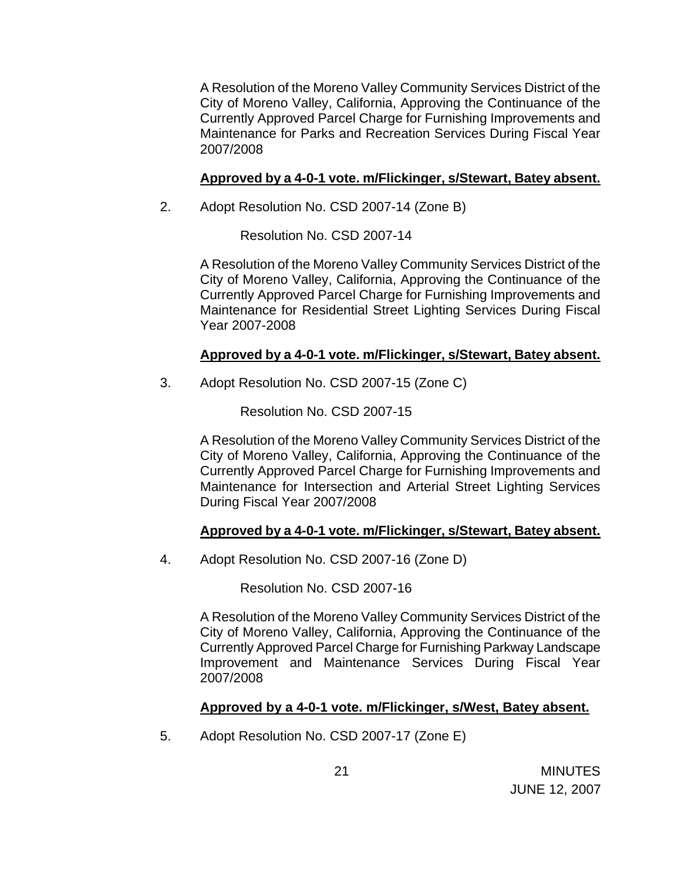A Resolution of the Moreno Valley Community Services District of the City of Moreno Valley, California, Approving the Continuance of the Currently Approved Parcel Charge for Furnishing Improvements and Maintenance for Parks and Recreation Services During Fiscal Year 2007/2008

**Approved by a 4-0-1 vote. m/Flickinger, s/Stewart, Batey absent.**

2. Adopt Resolution No. CSD 2007-14 (Zone B)

   Resolution No. CSD 2007-14

   A Resolution of the Moreno Valley Community Services District of the City of Moreno Valley, California, Approving the Continuance of the Currently Approved Parcel Charge for Furnishing Improvements and Maintenance for Residential Street Lighting Services During Fiscal Year 2007-2008

   **Approved by a 4-0-1 vote. m/Flickinger, s/Stewart, Batey absent.**

3. Adopt Resolution No. CSD 2007-15 (Zone C)

   Resolution No. CSD 2007-15

   A Resolution of the Moreno Valley Community Services District of the City of Moreno Valley, California, Approving the Continuance of the Currently Approved Parcel Charge for Furnishing Improvements and Maintenance for Intersection and Arterial Street Lighting Services During Fiscal Year 2007/2008

   **Approved by a 4-0-1 vote. m/Flickinger, s/Stewart, Batey absent.**

4. Adopt Resolution No. CSD 2007-16 (Zone D)

   Resolution No. CSD 2007-16

   A Resolution of the Moreno Valley Community Services District of the City of Moreno Valley, California, Approving the Continuance of the Currently Approved Parcel Charge for Furnishing Parkway Landscape Improvement and Maintenance Services During Fiscal Year 2007/2008

   **Approved by a 4-0-1 vote. m/Flickinger, s/West, Batey absent.**

5. Adopt Resolution No. CSD 2007-17 (Zone E)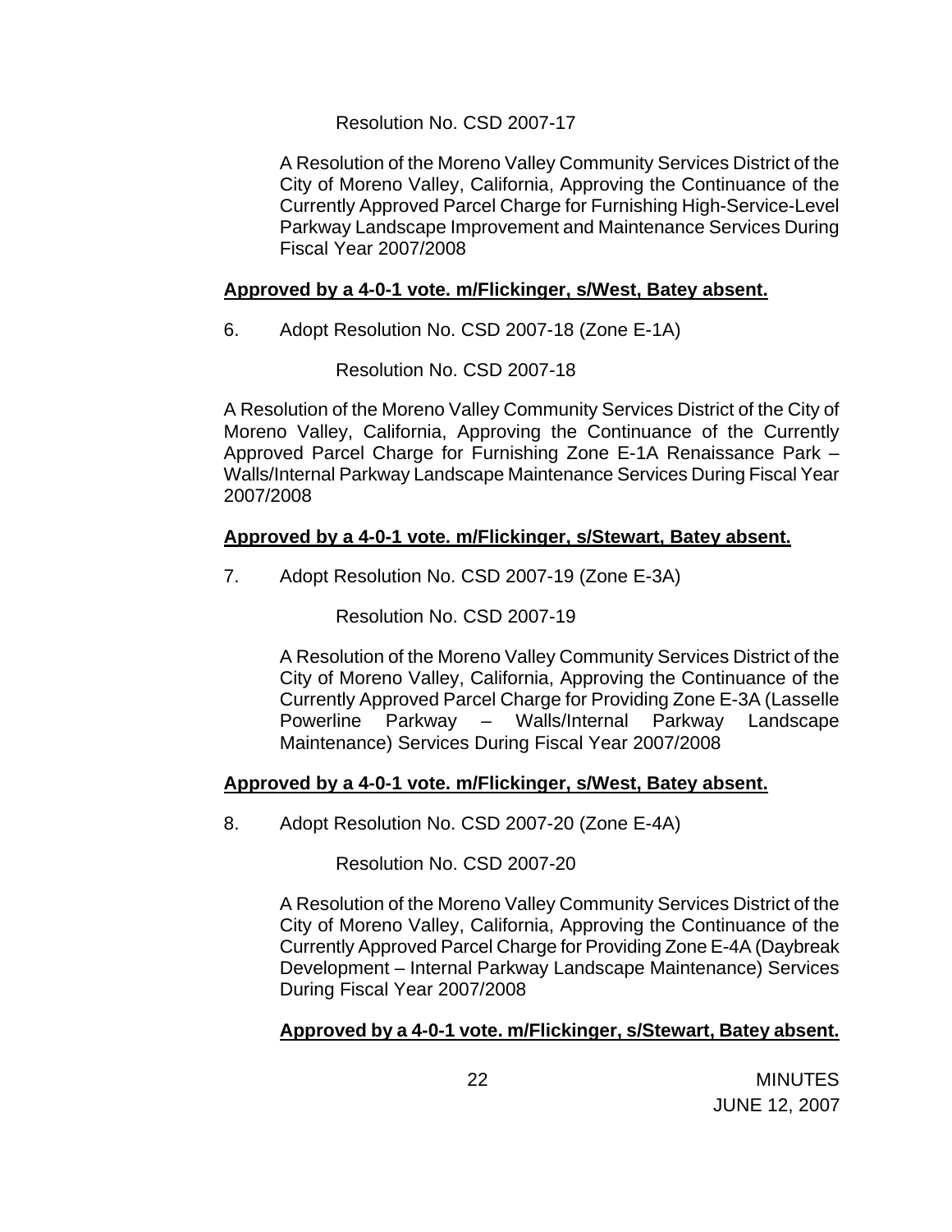Resolution No. CSD 2007-17

A Resolution of the Moreno Valley Community Services District of the City of Moreno Valley, California, Approving the Continuance of the Currently Approved Parcel Charge for Furnishing High-Service-Level Parkway Landscape Improvement and Maintenance Services During Fiscal Year 2007/2008

**Approved by a 4-0-1 vote. m/Flickinger, s/West, Batey absent.**

6. Adopt Resolution No. CSD 2007-18 (Zone E-1A)

Resolution No. CSD 2007-18

A Resolution of the Moreno Valley Community Services District of the City of Moreno Valley, California, Approving the Continuance of the Currently Approved Parcel Charge for Furnishing Zone E-1A Renaissance Park – Walls/Internal Parkway Landscape Maintenance Services During Fiscal Year 2007/2008

**Approved by a 4-0-1 vote. m/Flickinger, s/Stewart, Batey absent.**

7. Adopt Resolution No. CSD 2007-19 (Zone E-3A)

Resolution No. CSD 2007-19

A Resolution of the Moreno Valley Community Services District of the City of Moreno Valley, California, Approving the Continuance of the Currently Approved Parcel Charge for Providing Zone E-3A (Lasselle Powerline Parkway – Walls/Internal Parkway Landscape Maintenance) Services During Fiscal Year 2007/2008

**Approved by a 4-0-1 vote. m/Flickinger, s/West, Batey absent.**

8. Adopt Resolution No. CSD 2007-20 (Zone E-4A)

Resolution No. CSD 2007-20

A Resolution of the Moreno Valley Community Services District of the City of Moreno Valley, California, Approving the Continuance of the Currently Approved Parcel Charge for Providing Zone E-4A (Daybreak Development – Internal Parkway Landscape Maintenance) Services During Fiscal Year 2007/2008

**Approved by a 4-0-1 vote. m/Flickinger, s/Stewart, Batey absent.**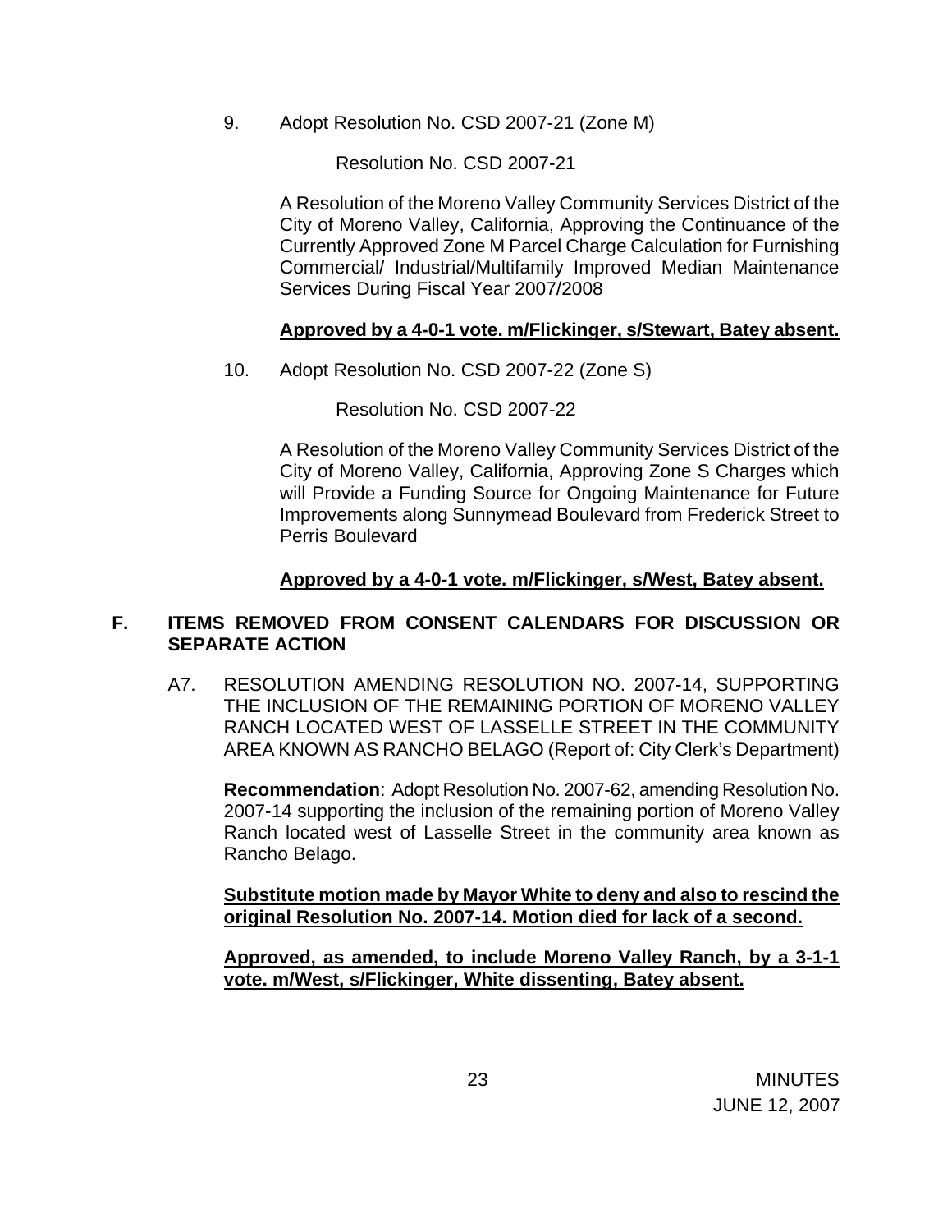9. Adopt Resolution No. CSD 2007-21 (Zone M)

   Resolution No. CSD 2007-21

   A Resolution of the Moreno Valley Community Services District of the City of Moreno Valley, California, Approving the Continuance of the Currently Approved Zone M Parcel Charge Calculation for Furnishing Commercial/ Industrial/Multifamily Improved Median Maintenance Services During Fiscal Year 2007/2008

   **Approved by a 4-0-1 vote. m/Flickinger, s/Stewart, Batey absent.**

10. Adopt Resolution No. CSD 2007-22 (Zone S)

    Resolution No. CSD 2007-22

    A Resolution of the Moreno Valley Community Services District of the City of Moreno Valley, California, Approving Zone S Charges which will Provide a Funding Source for Ongoing Maintenance for Future Improvements along Sunnymead Boulevard from Frederick Street to Perris Boulevard

    **Approved by a 4-0-1 vote. m/Flickinger, s/West, Batey absent.**

## F. ITEMS REMOVED FROM CONSENT CALENDARS FOR DISCUSSION OR SEPARATE ACTION

A7. RESOLUTION AMENDING RESOLUTION NO. 2007-14, SUPPORTING THE INCLUSION OF THE REMAINING PORTION OF MORENO VALLEY RANCH LOCATED WEST OF LASSELLE STREET IN THE COMMUNITY AREA KNOWN AS RANCHO BELAGO (Report of: City Clerk's Department)

**Recommendation**: Adopt Resolution No. 2007-62, amending Resolution No. 2007-14 supporting the inclusion of the remaining portion of Moreno Valley Ranch located west of Lasselle Street in the community area known as Rancho Belago.

**Substitute motion made by Mayor White to deny and also to rescind the original Resolution No. 2007-14. Motion died for lack of a second.**

**Approved, as amended, to include Moreno Valley Ranch, by a 3-1-1 vote. m/West, s/Flickinger, White dissenting, Batey absent.**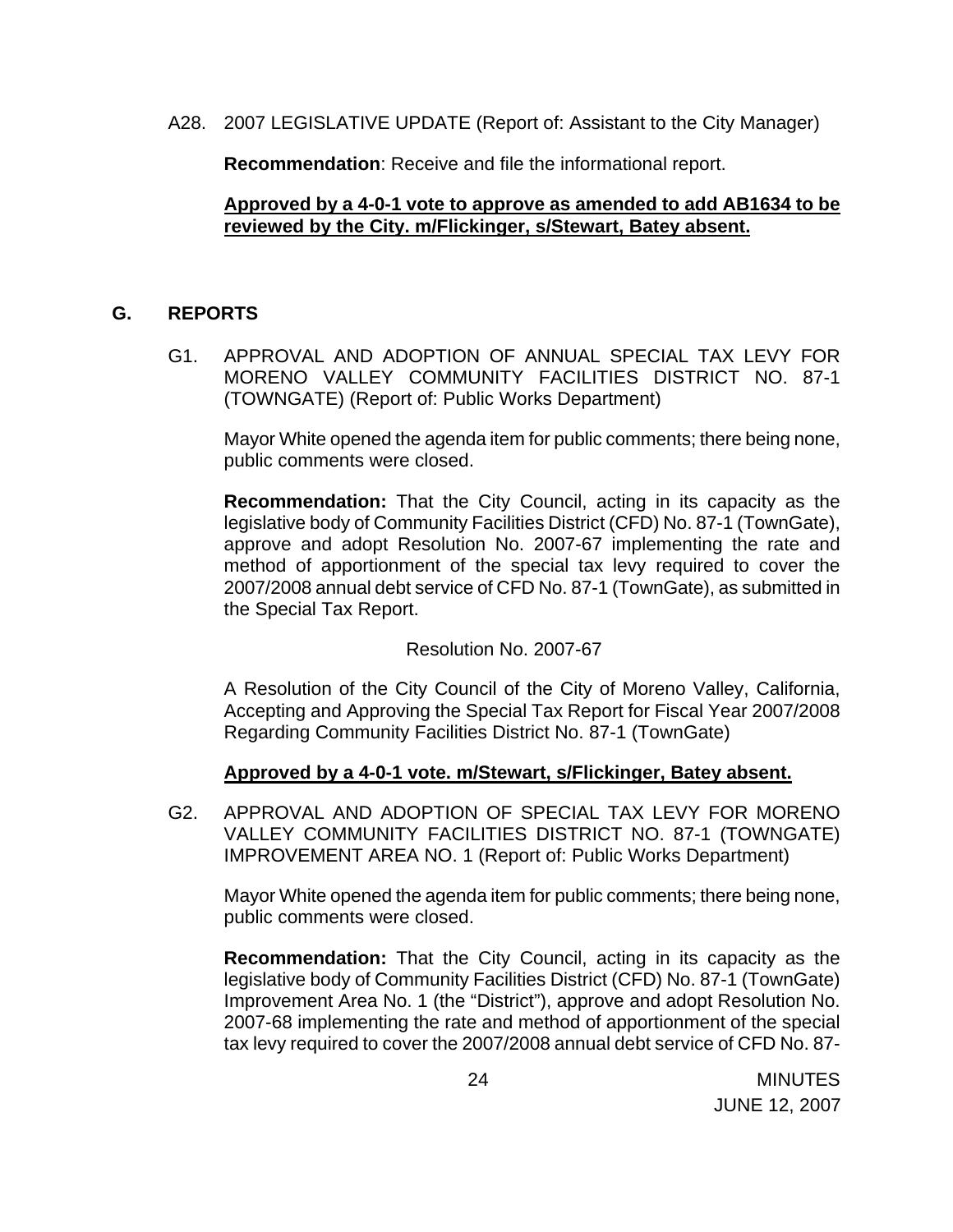A28. 2007 LEGISLATIVE UPDATE (Report of: Assistant to the City Manager)

**Recommendation**: Receive and file the informational report.

**Approved by a 4-0-1 vote to approve as amended to add AB1634 to be reviewed by the City. m/Flickinger, s/Stewart, Batey absent.**

## G. REPORTS

G1. APPROVAL AND ADOPTION OF ANNUAL SPECIAL TAX LEVY FOR MORENO VALLEY COMMUNITY FACILITIES DISTRICT NO. 87-1 (TOWNGATE) (Report of: Public Works Department)

Mayor White opened the agenda item for public comments; there being none, public comments were closed.

**Recommendation:** That the City Council, acting in its capacity as the legislative body of Community Facilities District (CFD) No. 87-1 (TownGate), approve and adopt Resolution No. 2007-67 implementing the rate and method of apportionment of the special tax levy required to cover the 2007/2008 annual debt service of CFD No. 87-1 (TownGate), as submitted in the Special Tax Report.

Resolution No. 2007-67

A Resolution of the City Council of the City of Moreno Valley, California, Accepting and Approving the Special Tax Report for Fiscal Year 2007/2008 Regarding Community Facilities District No. 87-1 (TownGate)

**Approved by a 4-0-1 vote. m/Stewart, s/Flickinger, Batey absent.**

G2. APPROVAL AND ADOPTION OF SPECIAL TAX LEVY FOR MORENO VALLEY COMMUNITY FACILITIES DISTRICT NO. 87-1 (TOWNGATE) IMPROVEMENT AREA NO. 1 (Report of: Public Works Department)

Mayor White opened the agenda item for public comments; there being none, public comments were closed.

**Recommendation:** That the City Council, acting in its capacity as the legislative body of Community Facilities District (CFD) No. 87-1 (TownGate) Improvement Area No. 1 (the "District"), approve and adopt Resolution No. 2007-68 implementing the rate and method of apportionment of the special tax levy required to cover the 2007/2008 annual debt service of CFD No. 87-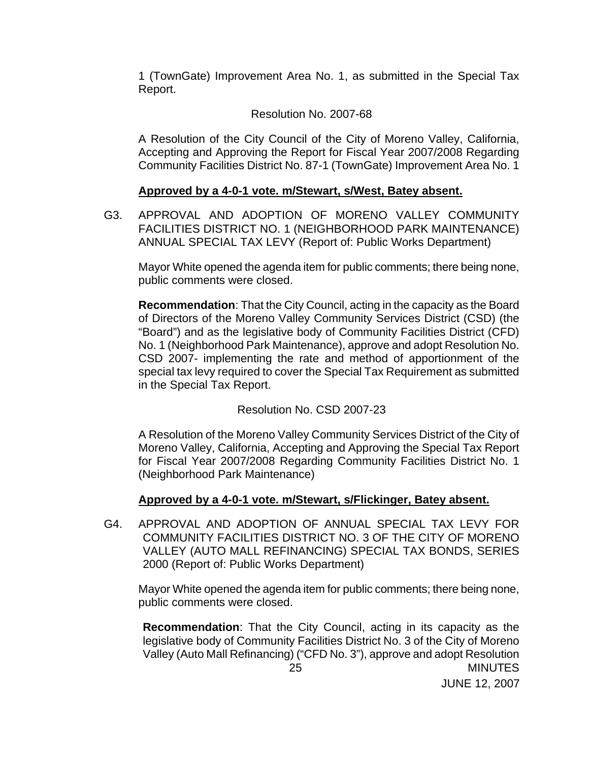1 (TownGate) Improvement Area No. 1, as submitted in the Special Tax Report.

Resolution No. 2007-68

A Resolution of the City Council of the City of Moreno Valley, California, Accepting and Approving the Report for Fiscal Year 2007/2008 Regarding Community Facilities District No. 87-1 (TownGate) Improvement Area No. 1

**Approved by a 4-0-1 vote. m/Stewart, s/West, Batey absent.**

G3. APPROVAL AND ADOPTION OF MORENO VALLEY COMMUNITY FACILITIES DISTRICT NO. 1 (NEIGHBORHOOD PARK MAINTENANCE) ANNUAL SPECIAL TAX LEVY (Report of: Public Works Department)

Mayor White opened the agenda item for public comments; there being none, public comments were closed.

**Recommendation**: That the City Council, acting in the capacity as the Board of Directors of the Moreno Valley Community Services District (CSD) (the "Board") and as the legislative body of Community Facilities District (CFD) No. 1 (Neighborhood Park Maintenance), approve and adopt Resolution No. CSD 2007- implementing the rate and method of apportionment of the special tax levy required to cover the Special Tax Requirement as submitted in the Special Tax Report.

Resolution No. CSD 2007-23

A Resolution of the Moreno Valley Community Services District of the City of Moreno Valley, California, Accepting and Approving the Special Tax Report for Fiscal Year 2007/2008 Regarding Community Facilities District No. 1 (Neighborhood Park Maintenance)

**Approved by a 4-0-1 vote. m/Stewart, s/Flickinger, Batey absent.**

G4. APPROVAL AND ADOPTION OF ANNUAL SPECIAL TAX LEVY FOR COMMUNITY FACILITIES DISTRICT NO. 3 OF THE CITY OF MORENO VALLEY (AUTO MALL REFINANCING) SPECIAL TAX BONDS, SERIES 2000 (Report of: Public Works Department)

Mayor White opened the agenda item for public comments; there being none, public comments were closed.

**Recommendation**: That the City Council, acting in its capacity as the legislative body of Community Facilities District No. 3 of the City of Moreno Valley (Auto Mall Refinancing) ("CFD No. 3"), approve and adopt Resolution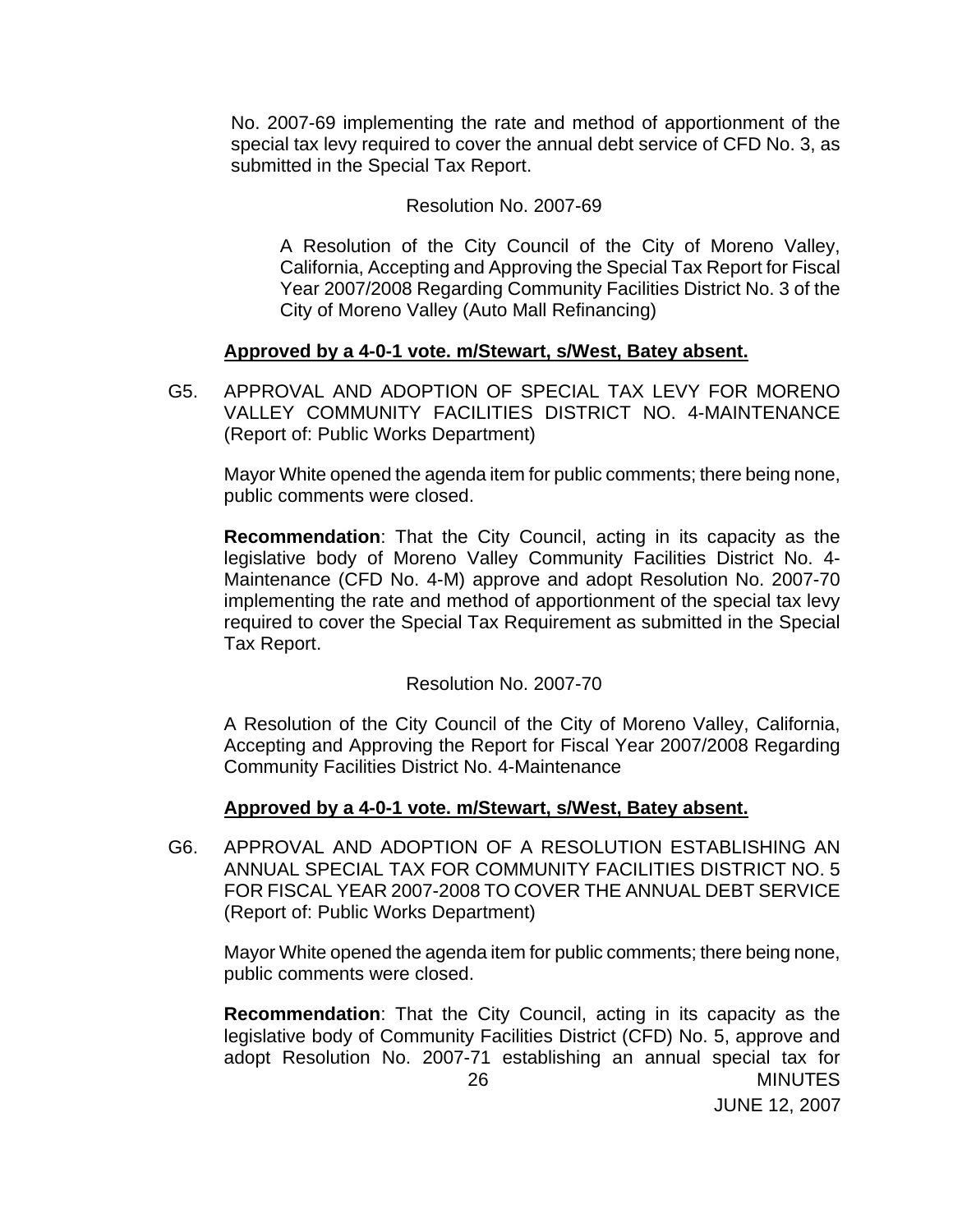No. 2007-69 implementing the rate and method of apportionment of the special tax levy required to cover the annual debt service of CFD No. 3, as submitted in the Special Tax Report.

Resolution No. 2007-69

A Resolution of the City Council of the City of Moreno Valley, California, Accepting and Approving the Special Tax Report for Fiscal Year 2007/2008 Regarding Community Facilities District No. 3 of the City of Moreno Valley (Auto Mall Refinancing)

**Approved by a 4-0-1 vote. m/Stewart, s/West, Batey absent.**

G5. APPROVAL AND ADOPTION OF SPECIAL TAX LEVY FOR MORENO VALLEY COMMUNITY FACILITIES DISTRICT NO. 4-MAINTENANCE (Report of: Public Works Department)

Mayor White opened the agenda item for public comments; there being none, public comments were closed.

**Recommendation**: That the City Council, acting in its capacity as the legislative body of Moreno Valley Community Facilities District No. 4-Maintenance (CFD No. 4-M) approve and adopt Resolution No. 2007-70 implementing the rate and method of apportionment of the special tax levy required to cover the Special Tax Requirement as submitted in the Special Tax Report.

Resolution No. 2007-70

A Resolution of the City Council of the City of Moreno Valley, California, Accepting and Approving the Report for Fiscal Year 2007/2008 Regarding Community Facilities District No. 4-Maintenance

**Approved by a 4-0-1 vote. m/Stewart, s/West, Batey absent.**

G6. APPROVAL AND ADOPTION OF A RESOLUTION ESTABLISHING AN ANNUAL SPECIAL TAX FOR COMMUNITY FACILITIES DISTRICT NO. 5 FOR FISCAL YEAR 2007-2008 TO COVER THE ANNUAL DEBT SERVICE (Report of: Public Works Department)

Mayor White opened the agenda item for public comments; there being none, public comments were closed.

**Recommendation**: That the City Council, acting in its capacity as the legislative body of Community Facilities District (CFD) No. 5, approve and adopt Resolution No. 2007-71 establishing an annual special tax for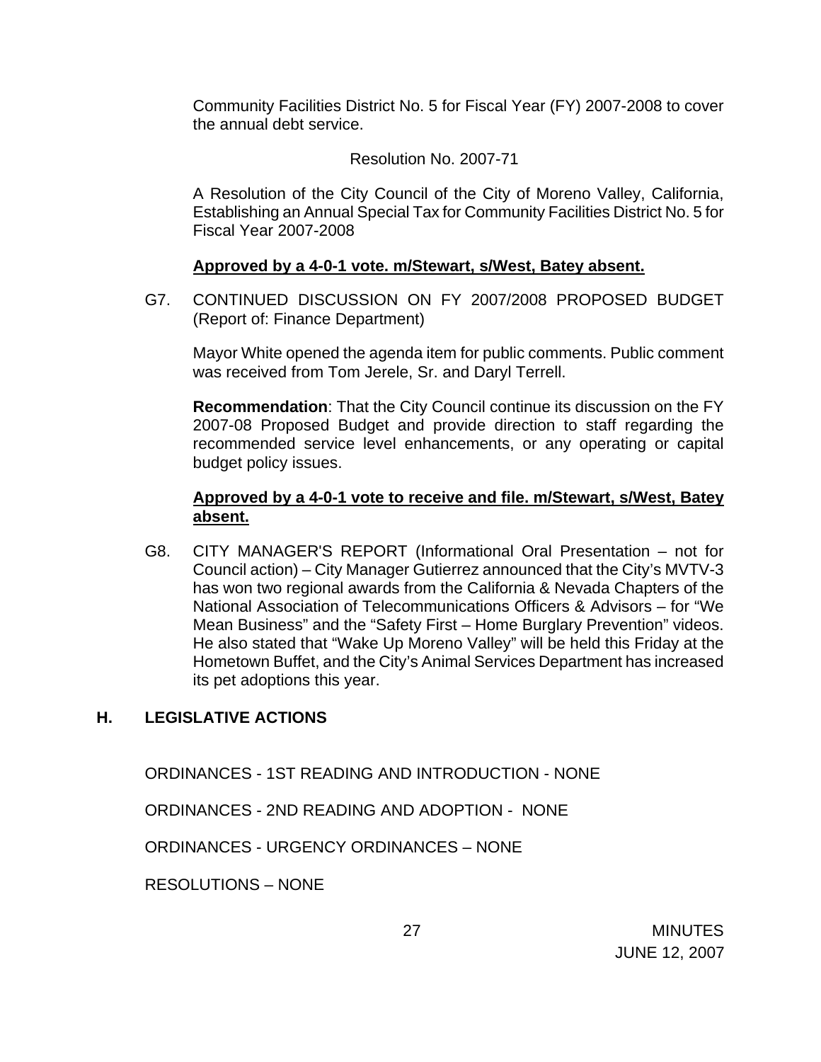Community Facilities District No. 5 for Fiscal Year (FY) 2007-2008 to cover the annual debt service.

Resolution No. 2007-71

A Resolution of the City Council of the City of Moreno Valley, California, Establishing an Annual Special Tax for Community Facilities District No. 5 for Fiscal Year 2007-2008

**Approved by a 4-0-1 vote. m/Stewart, s/West, Batey absent.**

G7. CONTINUED DISCUSSION ON FY 2007/2008 PROPOSED BUDGET (Report of: Finance Department)

Mayor White opened the agenda item for public comments. Public comment was received from Tom Jerele, Sr. and Daryl Terrell.

**Recommendation**: That the City Council continue its discussion on the FY 2007-08 Proposed Budget and provide direction to staff regarding the recommended service level enhancements, or any operating or capital budget policy issues.

**Approved by a 4-0-1 vote to receive and file. m/Stewart, s/West, Batey absent.**

G8. CITY MANAGER'S REPORT (Informational Oral Presentation – not for Council action) – City Manager Gutierrez announced that the City's MVTV-3 has won two regional awards from the California & Nevada Chapters of the National Association of Telecommunications Officers & Advisors – for "We Mean Business" and the "Safety First – Home Burglary Prevention" videos. He also stated that "Wake Up Moreno Valley" will be held this Friday at the Hometown Buffet, and the City's Animal Services Department has increased its pet adoptions this year.

## H. LEGISLATIVE ACTIONS

ORDINANCES - 1ST READING AND INTRODUCTION - NONE

ORDINANCES - 2ND READING AND ADOPTION - NONE

ORDINANCES - URGENCY ORDINANCES – NONE

RESOLUTIONS – NONE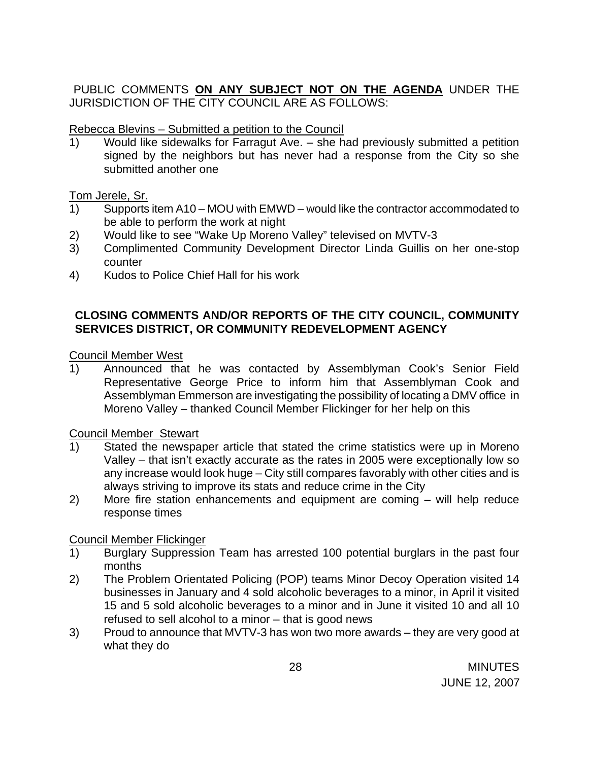PUBLIC COMMENTS **ON ANY SUBJECT NOT ON THE AGENDA** UNDER THE JURISDICTION OF THE CITY COUNCIL ARE AS FOLLOWS:

Rebecca Blevins – Submitted a petition to the Council

1) Would like sidewalks for Farragut Ave. – she had previously submitted a petition signed by the neighbors but has never had a response from the City so she submitted another one

Tom Jerele, Sr.

1) Supports item A10 – MOU with EMWD – would like the contractor accommodated to be able to perform the work at night
2) Would like to see "Wake Up Moreno Valley" televised on MVTV-3
3) Complimented Community Development Director Linda Guillis on her one-stop counter
4) Kudos to Police Chief Hall for his work

**CLOSING COMMENTS AND/OR REPORTS OF THE CITY COUNCIL, COMMUNITY SERVICES DISTRICT, OR COMMUNITY REDEVELOPMENT AGENCY**

Council Member West

1) Announced that he was contacted by Assemblyman Cook's Senior Field Representative George Price to inform him that Assemblyman Cook and Assemblyman Emmerson are investigating the possibility of locating a DMV office in Moreno Valley – thanked Council Member Flickinger for her help on this

Council Member Stewart

1) Stated the newspaper article that stated the crime statistics were up in Moreno Valley – that isn't exactly accurate as the rates in 2005 were exceptionally low so any increase would look huge – City still compares favorably with other cities and is always striving to improve its stats and reduce crime in the City
2) More fire station enhancements and equipment are coming – will help reduce response times

Council Member Flickinger

1) Burglary Suppression Team has arrested 100 potential burglars in the past four months
2) The Problem Orientated Policing (POP) teams Minor Decoy Operation visited 14 businesses in January and 4 sold alcoholic beverages to a minor, in April it visited 15 and 5 sold alcoholic beverages to a minor and in June it visited 10 and all 10 refused to sell alcohol to a minor – that is good news
3) Proud to announce that MVTV-3 has won two more awards – they are very good at what they do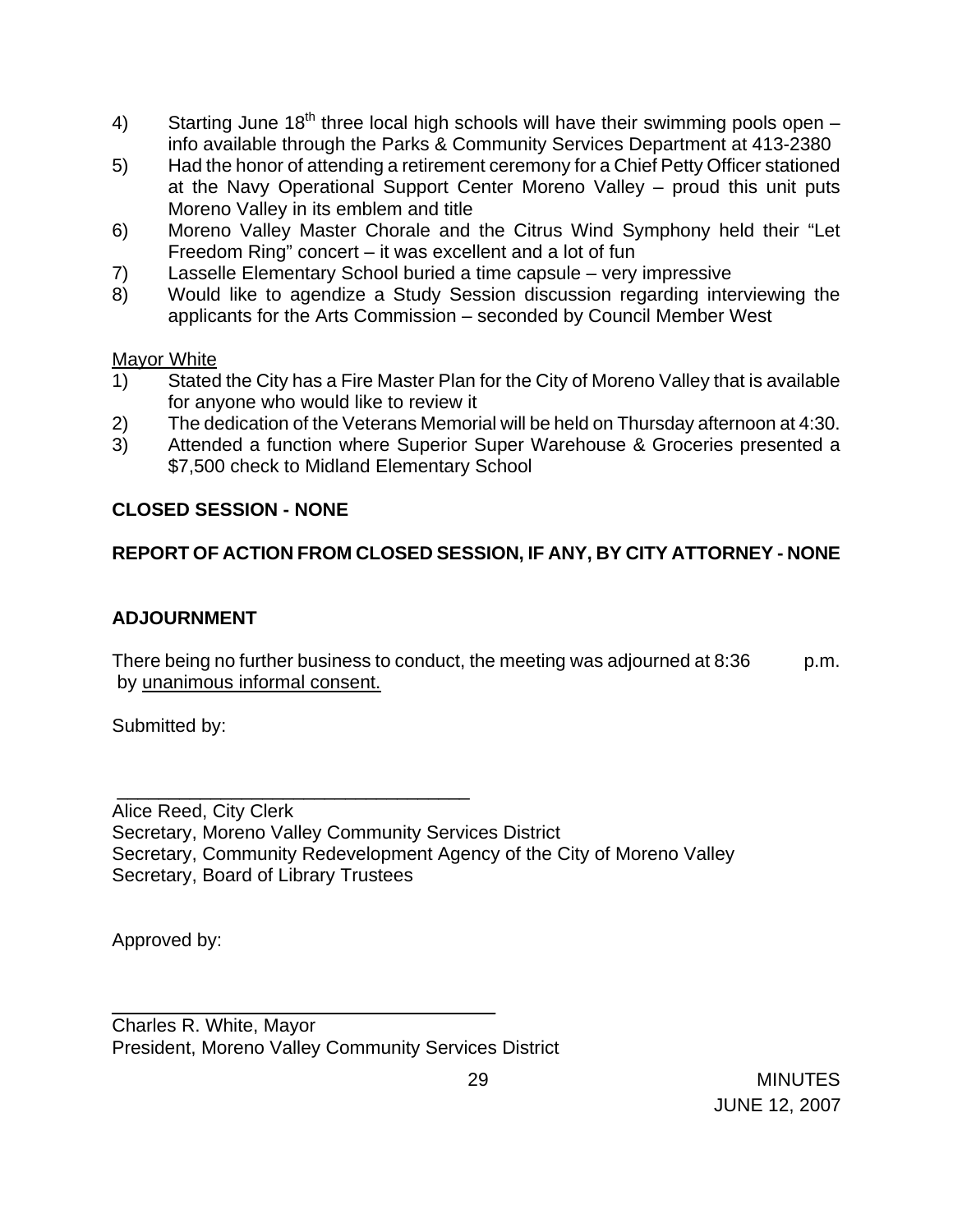4) Starting June 18th three local high schools will have their swimming pools open – info available through the Parks & Community Services Department at 413-2380
5) Had the honor of attending a retirement ceremony for a Chief Petty Officer stationed at the Navy Operational Support Center Moreno Valley – proud this unit puts Moreno Valley in its emblem and title
6) Moreno Valley Master Chorale and the Citrus Wind Symphony held their "Let Freedom Ring" concert – it was excellent and a lot of fun
7) Lasselle Elementary School buried a time capsule – very impressive
8) Would like to agendize a Study Session discussion regarding interviewing the applicants for the Arts Commission – seconded by Council Member West

Mayor White

1) Stated the City has a Fire Master Plan for the City of Moreno Valley that is available for anyone who would like to review it
2) The dedication of the Veterans Memorial will be held on Thursday afternoon at 4:30.
3) Attended a function where Superior Super Warehouse & Groceries presented a $7,500 check to Midland Elementary School

**CLOSED SESSION - NONE**

**REPORT OF ACTION FROM CLOSED SESSION, IF ANY, BY CITY ATTORNEY - NONE**

**ADJOURNMENT**

There being no further business to conduct, the meeting was adjourned at 8:36 p.m. by unanimous informal consent.

Submitted by:

\_\_\_\_\_\_\_\_\_\_\_\_\_\_\_\_\_\_\_\_\_\_\_\_\_\_\_\_\_\_\_\_\_\_\_

Alice Reed, City Clerk
Secretary, Moreno Valley Community Services District
Secretary, Community Redevelopment Agency of the City of Moreno Valley
Secretary, Board of Library Trustees

Approved by:

\_\_\_\_\_\_\_\_\_\_\_\_\_\_\_\_\_\_\_\_\_\_\_\_\_\_\_\_\_\_\_\_\_\_\_

Charles R. White, Mayor
President, Moreno Valley Community Services District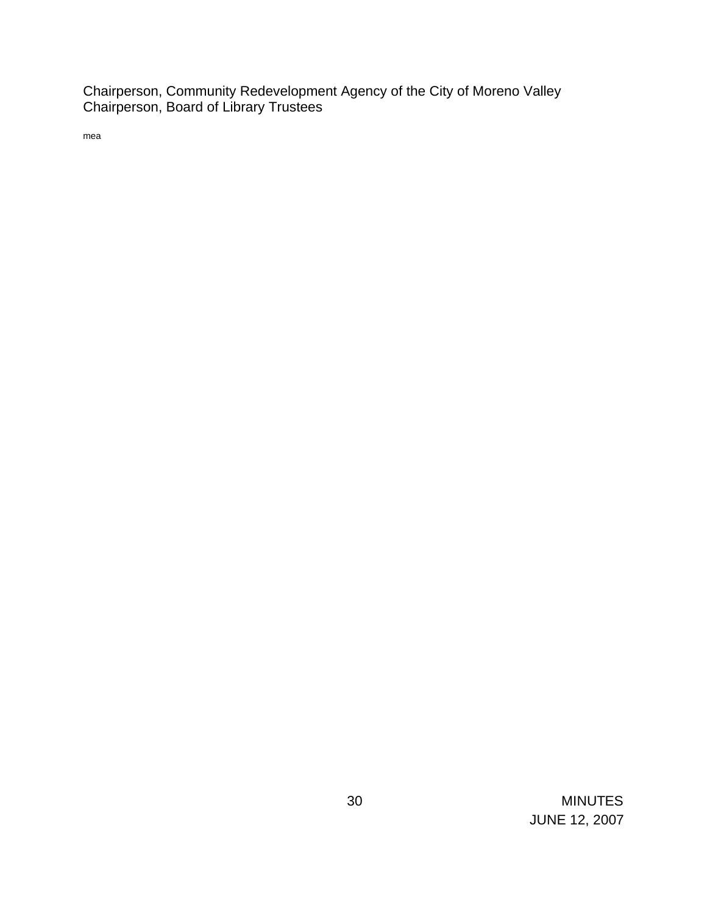Chairperson, Community Redevelopment Agency of the City of Moreno Valley
Chairperson, Board of Library Trustees

mea